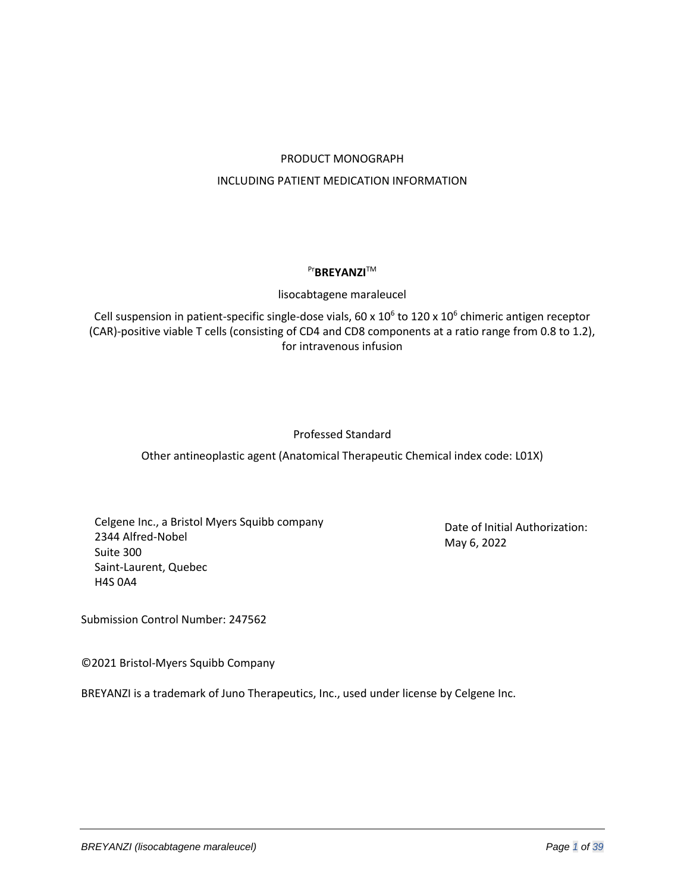PRODUCT MONOGRAPH

INCLUDING PATIENT MEDICATION INFORMATION

# Pr**BREYANZI**™

lisocabtagene maraleucel

Cell suspension in patient-specific single-dose vials, 60 x $10^6$ to 120 x $10^6$ chimeric antigen receptor (CAR)-positive viable T cells (consisting of CD4 and CD8 components at a ratio range from 0.8 to 1.2), for intravenous infusion

Professed Standard

Other antineoplastic agent (Anatomical Therapeutic Chemical index code: L01X)

Celgene Inc., a Bristol Myers Squibb company
2344 Alfred-Nobel
Suite 300
Saint-Laurent, Quebec
H4S 0A4

Date of Initial Authorization:
May 6, 2022

Submission Control Number: 247562

©2021 Bristol-Myers Squibb Company

BREYANZI is a trademark of Juno Therapeutics, Inc., used under license by Celgene Inc.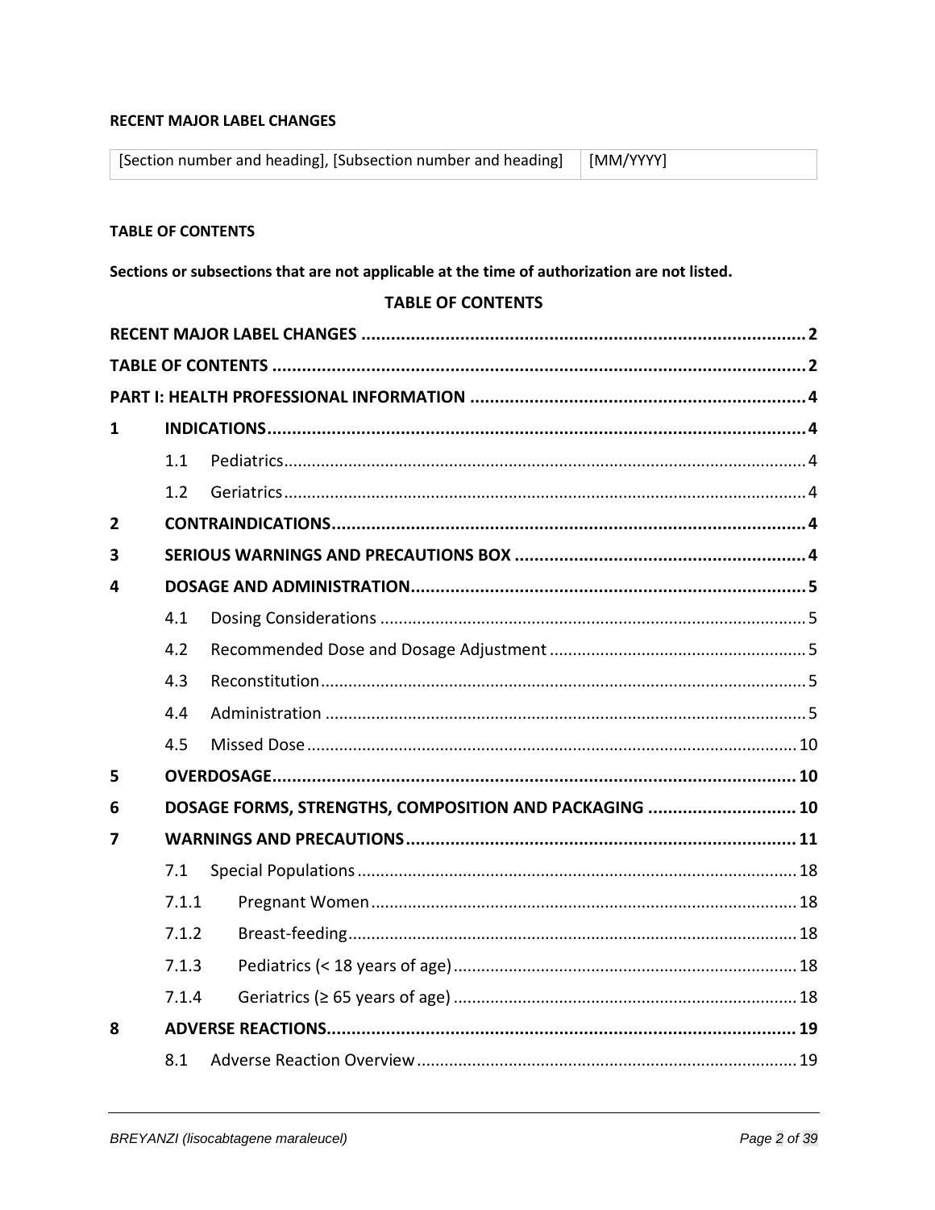**RECENT MAJOR LABEL CHANGES**

| [Section number and heading], [Subsection number and heading] | [MM/YYYY] |
|---|---|

**TABLE OF CONTENTS**

**Sections or subsections that are not applicable at the time of authorization are not listed.**

**TABLE OF CONTENTS**

**RECENT MAJOR LABEL CHANGES** .......... 2

**TABLE OF CONTENTS** .......... 2

**PART I: HEALTH PROFESSIONAL INFORMATION** .......... 4

**1 INDICATIONS** .......... 4

- 1.1 Pediatrics .......... 4
- 1.2 Geriatrics .......... 4

**2 CONTRAINDICATIONS** .......... 4

**3 SERIOUS WARNINGS AND PRECAUTIONS BOX** .......... 4

**4 DOSAGE AND ADMINISTRATION** .......... 5

- 4.1 Dosing Considerations .......... 5
- 4.2 Recommended Dose and Dosage Adjustment .......... 5
- 4.3 Reconstitution .......... 5
- 4.4 Administration .......... 5
- 4.5 Missed Dose .......... 10

**5 OVERDOSAGE** .......... 10

**6 DOSAGE FORMS, STRENGTHS, COMPOSITION AND PACKAGING** .......... 10

**7 WARNINGS AND PRECAUTIONS** .......... 11

- 7.1 Special Populations .......... 18
- 7.1.1 Pregnant Women .......... 18
- 7.1.2 Breast-feeding .......... 18
- 7.1.3 Pediatrics (< 18 years of age) .......... 18
- 7.1.4 Geriatrics (≥ 65 years of age) .......... 18

**8 ADVERSE REACTIONS** .......... 19

- 8.1 Adverse Reaction Overview .......... 19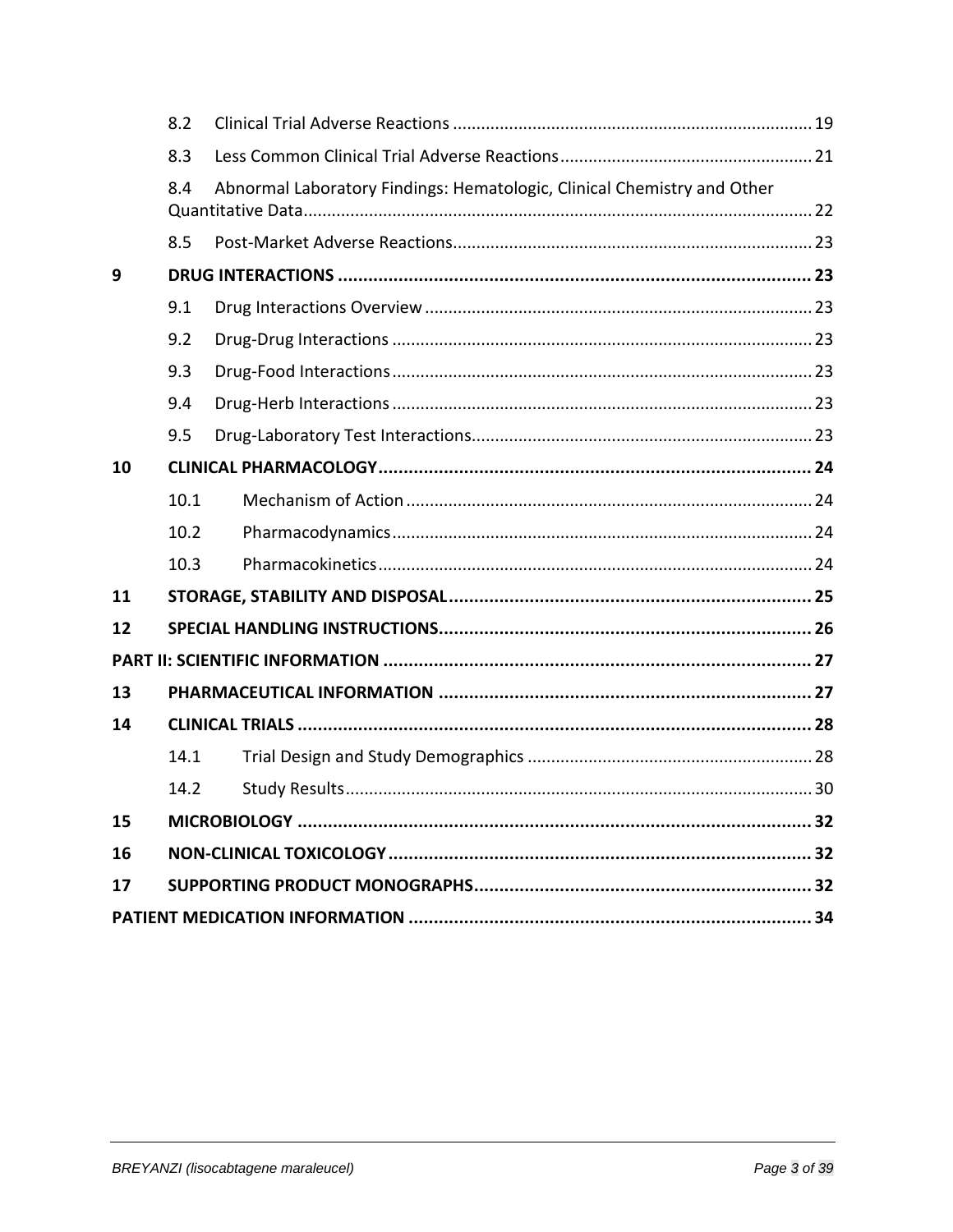| | | | |
|---|---|---|---|
| | 8.2 | Clinical Trial Adverse Reactions | 19 |
| | 8.3 | Less Common Clinical Trial Adverse Reactions | 21 |
| | 8.4 | Abnormal Laboratory Findings: Hematologic, Clinical Chemistry and Other Quantitative Data | 22 |
| | 8.5 | Post-Market Adverse Reactions | 23 |
| **9** | **DRUG INTERACTIONS** | | **23** |
| | 9.1 | Drug Interactions Overview | 23 |
| | 9.2 | Drug-Drug Interactions | 23 |
| | 9.3 | Drug-Food Interactions | 23 |
| | 9.4 | Drug-Herb Interactions | 23 |
| | 9.5 | Drug-Laboratory Test Interactions | 23 |
| **10** | **CLINICAL PHARMACOLOGY** | | **24** |
| | 10.1 | Mechanism of Action | 24 |
| | 10.2 | Pharmacodynamics | 24 |
| | 10.3 | Pharmacokinetics | 24 |
| **11** | **STORAGE, STABILITY AND DISPOSAL** | | **25** |
| **12** | **SPECIAL HANDLING INSTRUCTIONS** | | **26** |
| **PART II: SCIENTIFIC INFORMATION** | | | **27** |
| **13** | **PHARMACEUTICAL INFORMATION** | | **27** |
| **14** | **CLINICAL TRIALS** | | **28** |
| | 14.1 | Trial Design and Study Demographics | 28 |
| | 14.2 | Study Results | 30 |
| **15** | **MICROBIOLOGY** | | **32** |
| **16** | **NON-CLINICAL TOXICOLOGY** | | **32** |
| **17** | **SUPPORTING PRODUCT MONOGRAPHS** | | **32** |
| **PATIENT MEDICATION INFORMATION** | | | **34** |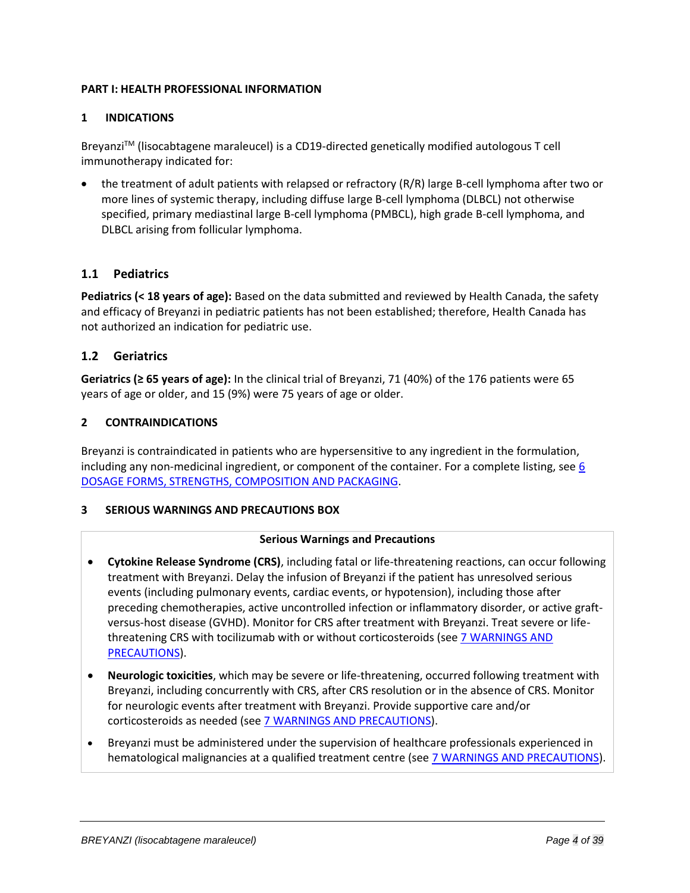**PART I: HEALTH PROFESSIONAL INFORMATION**

## 1 INDICATIONS

Breyanzi[TM] (lisocabtagene maraleucel) is a CD19-directed genetically modified autologous T cell immunotherapy indicated for:

- the treatment of adult patients with relapsed or refractory (R/R) large B-cell lymphoma after two or more lines of systemic therapy, including diffuse large B-cell lymphoma (DLBCL) not otherwise specified, primary mediastinal large B-cell lymphoma (PMBCL), high grade B-cell lymphoma, and DLBCL arising from follicular lymphoma.

### 1.1 Pediatrics

**Pediatrics (< 18 years of age):** Based on the data submitted and reviewed by Health Canada, the safety and efficacy of Breyanzi in pediatric patients has not been established; therefore, Health Canada has not authorized an indication for pediatric use.

### 1.2 Geriatrics

**Geriatrics (≥ 65 years of age):** In the clinical trial of Breyanzi, 71 (40%) of the 176 patients were 65 years of age or older, and 15 (9%) were 75 years of age or older.

## 2 CONTRAINDICATIONS

Breyanzi is contraindicated in patients who are hypersensitive to any ingredient in the formulation, including any non-medicinal ingredient, or component of the container. For a complete listing, see 6 DOSAGE FORMS, STRENGTHS, COMPOSITION AND PACKAGING.

## 3 SERIOUS WARNINGS AND PRECAUTIONS BOX

| Serious Warnings and Precautions |
|---|
| • **Cytokine Release Syndrome (CRS)**, including fatal or life-threatening reactions, can occur following treatment with Breyanzi. Delay the infusion of Breyanzi if the patient has unresolved serious events (including pulmonary events, cardiac events, or hypotension), including those after preceding chemotherapies, active uncontrolled infection or inflammatory disorder, or active graft-versus-host disease (GVHD). Monitor for CRS after treatment with Breyanzi. Treat severe or life-threatening CRS with tocilizumab with or without corticosteroids (see 7 WARNINGS AND PRECAUTIONS). |
| • **Neurologic toxicities**, which may be severe or life-threatening, occurred following treatment with Breyanzi, including concurrently with CRS, after CRS resolution or in the absence of CRS. Monitor for neurologic events after treatment with Breyanzi. Provide supportive care and/or corticosteroids as needed (see 7 WARNINGS AND PRECAUTIONS). |
| • Breyanzi must be administered under the supervision of healthcare professionals experienced in hematological malignancies at a qualified treatment centre (see 7 WARNINGS AND PRECAUTIONS). |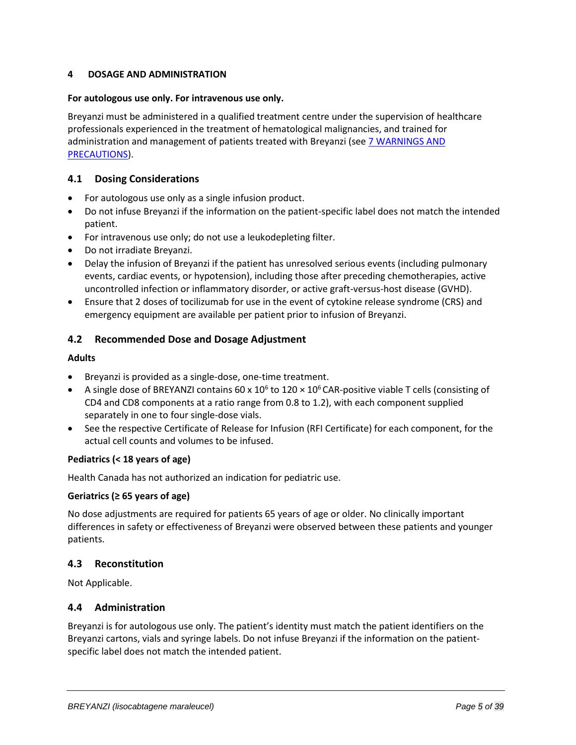## 4 DOSAGE AND ADMINISTRATION

**For autologous use only. For intravenous use only.**

Breyanzi must be administered in a qualified treatment centre under the supervision of healthcare professionals experienced in the treatment of hematological malignancies, and trained for administration and management of patients treated with Breyanzi (see 7 WARNINGS AND PRECAUTIONS).

### 4.1 Dosing Considerations

- For autologous use only as a single infusion product.
- Do not infuse Breyanzi if the information on the patient-specific label does not match the intended patient.
- For intravenous use only; do not use a leukodepleting filter.
- Do not irradiate Breyanzi.
- Delay the infusion of Breyanzi if the patient has unresolved serious events (including pulmonary events, cardiac events, or hypotension), including those after preceding chemotherapies, active uncontrolled infection or inflammatory disorder, or active graft-versus-host disease (GVHD).
- Ensure that 2 doses of tocilizumab for use in the event of cytokine release syndrome (CRS) and emergency equipment are available per patient prior to infusion of Breyanzi.

### 4.2 Recommended Dose and Dosage Adjustment

**Adults**

- Breyanzi is provided as a single-dose, one-time treatment.
- A single dose of BREYANZI contains $60 \times 10^6$ to $120 \times 10^6$ CAR-positive viable T cells (consisting of CD4 and CD8 components at a ratio range from 0.8 to 1.2), with each component supplied separately in one to four single-dose vials.
- See the respective Certificate of Release for Infusion (RFI Certificate) for each component, for the actual cell counts and volumes to be infused.

**Pediatrics (< 18 years of age)**

Health Canada has not authorized an indication for pediatric use.

**Geriatrics (≥ 65 years of age)**

No dose adjustments are required for patients 65 years of age or older. No clinically important differences in safety or effectiveness of Breyanzi were observed between these patients and younger patients.

### 4.3 Reconstitution

Not Applicable.

### 4.4 Administration

Breyanzi is for autologous use only. The patient's identity must match the patient identifiers on the Breyanzi cartons, vials and syringe labels. Do not infuse Breyanzi if the information on the patient-specific label does not match the intended patient.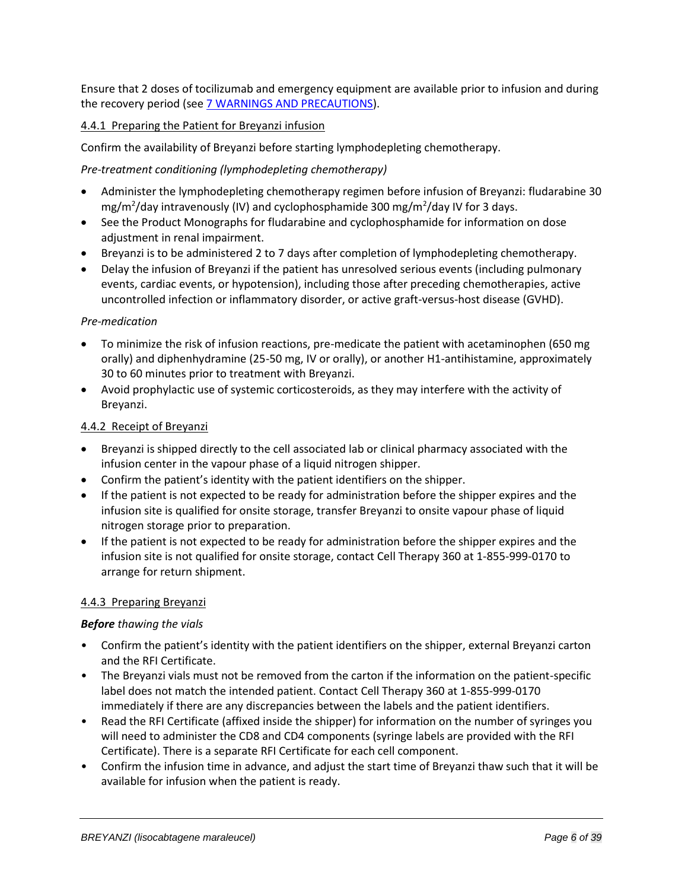Ensure that 2 doses of tocilizumab and emergency equipment are available prior to infusion and during the recovery period (see [7 WARNINGS AND PRECAUTIONS]).

### 4.4.1 Preparing the Patient for Breyanzi infusion

Confirm the availability of Breyanzi before starting lymphodepleting chemotherapy.

*Pre-treatment conditioning (lymphodepleting chemotherapy)*

- Administer the lymphodepleting chemotherapy regimen before infusion of Breyanzi: fludarabine 30 mg/$m^2$/day intravenously (IV) and cyclophosphamide 300 mg/$m^2$/day IV for 3 days.
- See the Product Monographs for fludarabine and cyclophosphamide for information on dose adjustment in renal impairment.
- Breyanzi is to be administered 2 to 7 days after completion of lymphodepleting chemotherapy.
- Delay the infusion of Breyanzi if the patient has unresolved serious events (including pulmonary events, cardiac events, or hypotension), including those after preceding chemotherapies, active uncontrolled infection or inflammatory disorder, or active graft-versus-host disease (GVHD).

*Pre-medication*

- To minimize the risk of infusion reactions, pre-medicate the patient with acetaminophen (650 mg orally) and diphenhydramine (25-50 mg, IV or orally), or another H1-antihistamine, approximately 30 to 60 minutes prior to treatment with Breyanzi.
- Avoid prophylactic use of systemic corticosteroids, as they may interfere with the activity of Breyanzi.

### 4.4.2 Receipt of Breyanzi

- Breyanzi is shipped directly to the cell associated lab or clinical pharmacy associated with the infusion center in the vapour phase of a liquid nitrogen shipper.
- Confirm the patient's identity with the patient identifiers on the shipper.
- If the patient is not expected to be ready for administration before the shipper expires and the infusion site is qualified for onsite storage, transfer Breyanzi to onsite vapour phase of liquid nitrogen storage prior to preparation.
- If the patient is not expected to be ready for administration before the shipper expires and the infusion site is not qualified for onsite storage, contact Cell Therapy 360 at 1-855-999-0170 to arrange for return shipment.

### 4.4.3 Preparing Breyanzi

***Before** thawing the vials*

- Confirm the patient's identity with the patient identifiers on the shipper, external Breyanzi carton and the RFI Certificate.
- The Breyanzi vials must not be removed from the carton if the information on the patient-specific label does not match the intended patient. Contact Cell Therapy 360 at 1-855-999-0170 immediately if there are any discrepancies between the labels and the patient identifiers.
- Read the RFI Certificate (affixed inside the shipper) for information on the number of syringes you will need to administer the CD8 and CD4 components (syringe labels are provided with the RFI Certificate). There is a separate RFI Certificate for each cell component.
- Confirm the infusion time in advance, and adjust the start time of Breyanzi thaw such that it will be available for infusion when the patient is ready.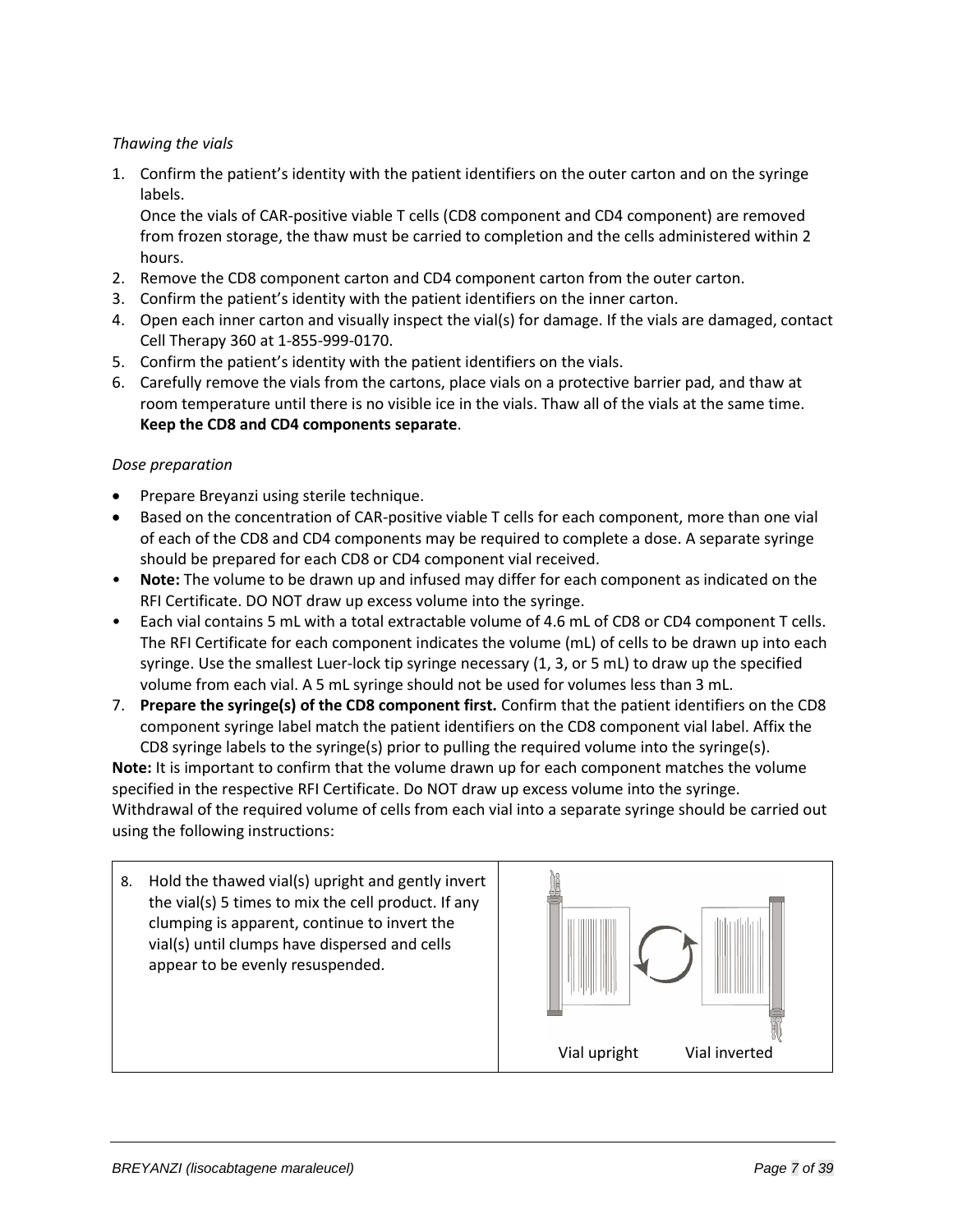*Thawing the vials*

1. Confirm the patient's identity with the patient identifiers on the outer carton and on the syringe labels.
   Once the vials of CAR-positive viable T cells (CD8 component and CD4 component) are removed from frozen storage, the thaw must be carried to completion and the cells administered within 2 hours.
2. Remove the CD8 component carton and CD4 component carton from the outer carton.
3. Confirm the patient's identity with the patient identifiers on the inner carton.
4. Open each inner carton and visually inspect the vial(s) for damage. If the vials are damaged, contact Cell Therapy 360 at 1-855-999-0170.
5. Confirm the patient's identity with the patient identifiers on the vials.
6. Carefully remove the vials from the cartons, place vials on a protective barrier pad, and thaw at room temperature until there is no visible ice in the vials. Thaw all of the vials at the same time. **Keep the CD8 and CD4 components separate**.

*Dose preparation*

- Prepare Breyanzi using sterile technique.
- Based on the concentration of CAR-positive viable T cells for each component, more than one vial of each of the CD8 and CD4 components may be required to complete a dose. A separate syringe should be prepared for each CD8 or CD4 component vial received.
- **Note:** The volume to be drawn up and infused may differ for each component as indicated on the RFI Certificate. DO NOT draw up excess volume into the syringe.
- Each vial contains 5 mL with a total extractable volume of 4.6 mL of CD8 or CD4 component T cells. The RFI Certificate for each component indicates the volume (mL) of cells to be drawn up into each syringe. Use the smallest Luer-lock tip syringe necessary (1, 3, or 5 mL) to draw up the specified volume from each vial. A 5 mL syringe should not be used for volumes less than 3 mL.

7. **Prepare the syringe(s) of the CD8 component first.** Confirm that the patient identifiers on the CD8 component syringe label match the patient identifiers on the CD8 component vial label. Affix the CD8 syringe labels to the syringe(s) prior to pulling the required volume into the syringe(s).

**Note:** It is important to confirm that the volume drawn up for each component matches the volume specified in the respective RFI Certificate. Do NOT draw up excess volume into the syringe.
Withdrawal of the required volume of cells from each vial into a separate syringe should be carried out using the following instructions:

| | |
|---|---|
| 8. Hold the thawed vial(s) upright and gently invert the vial(s) 5 times to mix the cell product. If any clumping is apparent, continue to invert the vial(s) until clumps have dispersed and cells appear to be evenly resuspended. | Vial upright Vial inverted |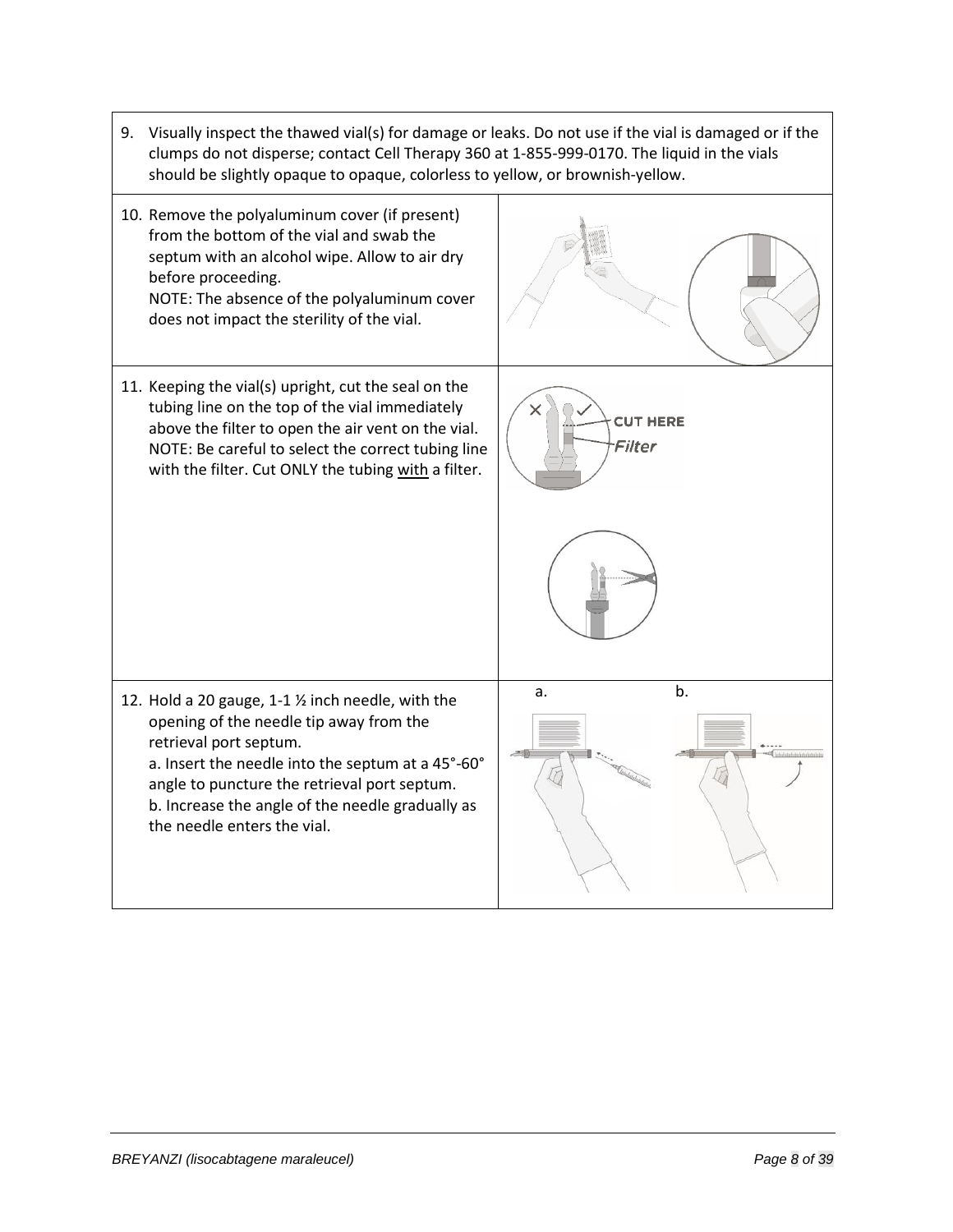| | |
|---|---|
| 9. Visually inspect the thawed vial(s) for damage or leaks. Do not use if the vial is damaged or if the clumps do not disperse; contact Cell Therapy 360 at 1-855-999-0170. The liquid in the vials should be slightly opaque to opaque, colorless to yellow, or brownish-yellow. | |
| 10. Remove the polyaluminum cover (if present) from the bottom of the vial and swab the septum with an alcohol wipe. Allow to air dry before proceeding.<br>NOTE: The absence of the polyaluminum cover does not impact the sterility of the vial. | |
| 11. Keeping the vial(s) upright, cut the seal on the tubing line on the top of the vial immediately above the filter to open the air vent on the vial.<br>NOTE: Be careful to select the correct tubing line with the filter. Cut ONLY the tubing <u>with</u> a filter. | CUT HERE<br>Filter |
| 12. Hold a 20 gauge, 1-1 ½ inch needle, with the opening of the needle tip away from the retrieval port septum.<br>a. Insert the needle into the septum at a 45°-60° angle to puncture the retrieval port septum.<br>b. Increase the angle of the needle gradually as the needle enters the vial. | a. b. |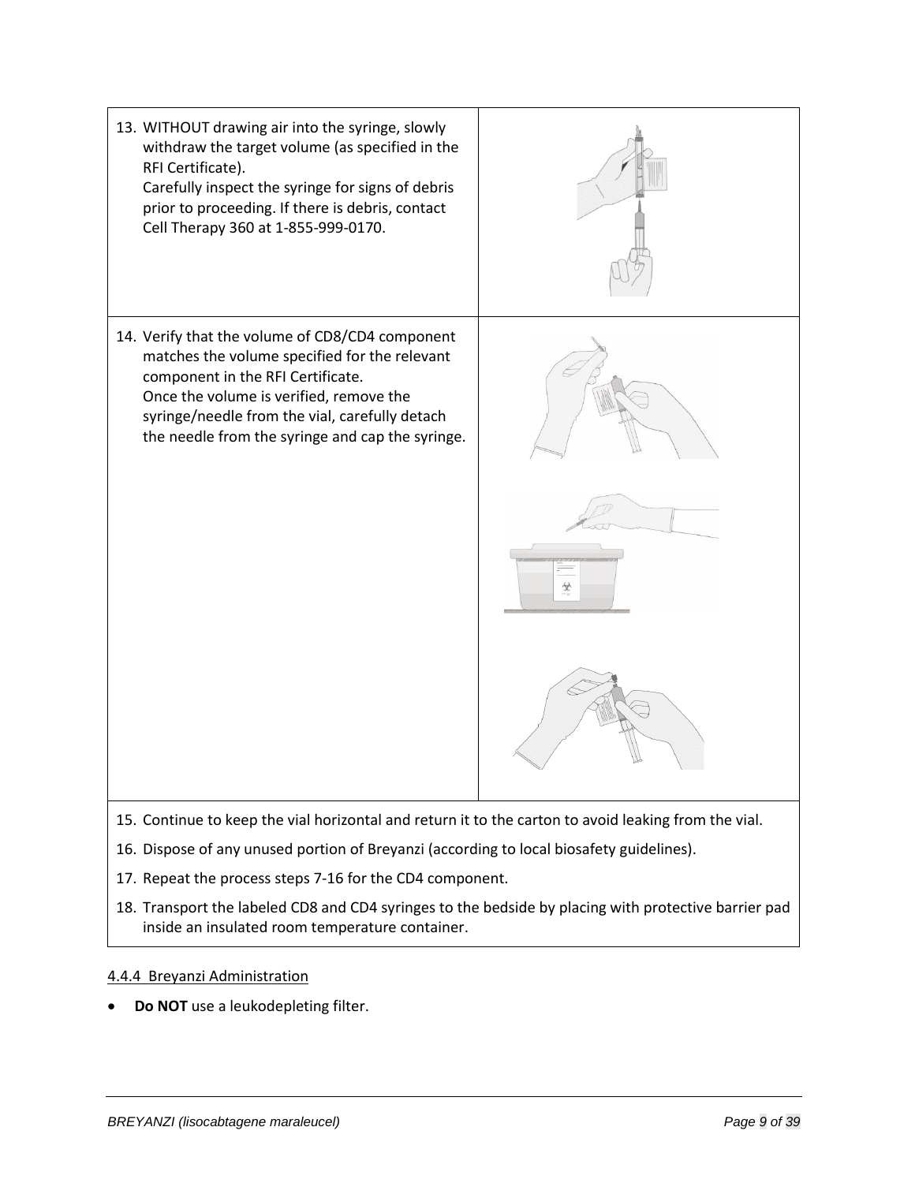13. WITHOUT drawing air into the syringe, slowly withdraw the target volume (as specified in the RFI Certificate).
    Carefully inspect the syringe for signs of debris prior to proceeding. If there is debris, contact Cell Therapy 360 at 1-855-999-0170.

14. Verify that the volume of CD8/CD4 component matches the volume specified for the relevant component in the RFI Certificate.
    Once the volume is verified, remove the syringe/needle from the vial, carefully detach the needle from the syringe and cap the syringe.

15. Continue to keep the vial horizontal and return it to the carton to avoid leaking from the vial.
16. Dispose of any unused portion of Breyanzi (according to local biosafety guidelines).
17. Repeat the process steps 7-16 for the CD4 component.
18. Transport the labeled CD8 and CD4 syringes to the bedside by placing with protective barrier pad inside an insulated room temperature container.

#### 4.4.4 Breyanzi Administration

- **Do NOT** use a leukodepleting filter.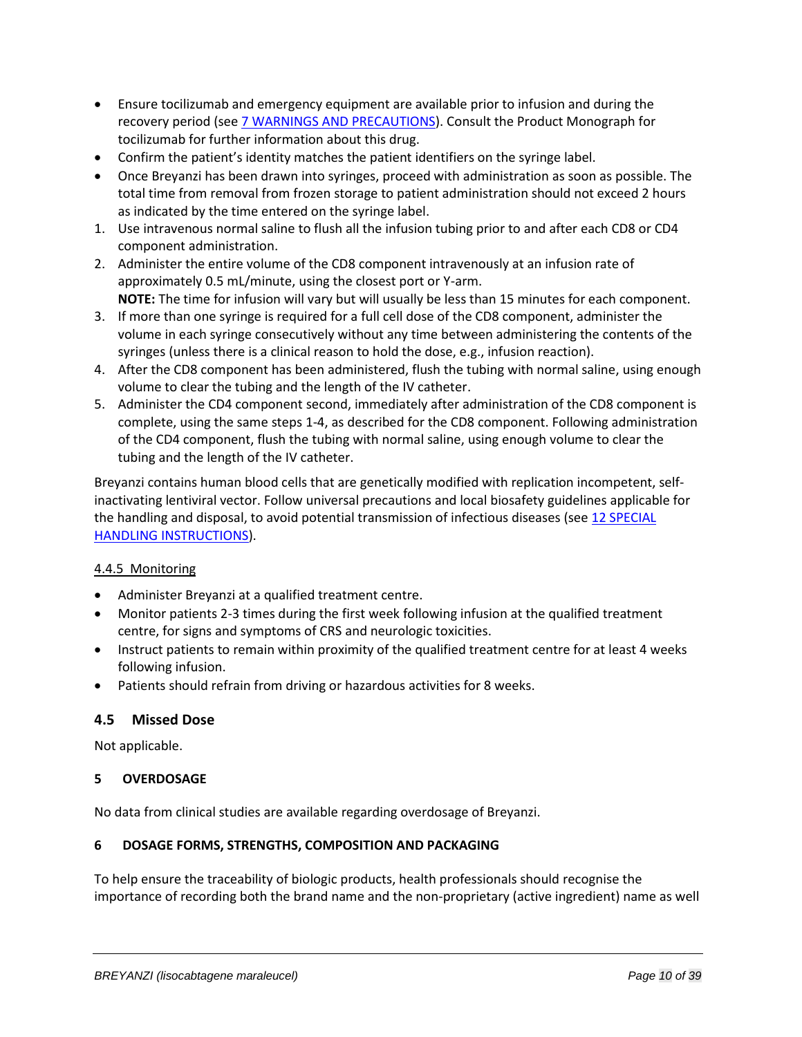- Ensure tocilizumab and emergency equipment are available prior to infusion and during the recovery period (see 7 WARNINGS AND PRECAUTIONS). Consult the Product Monograph for tocilizumab for further information about this drug.
- Confirm the patient's identity matches the patient identifiers on the syringe label.
- Once Breyanzi has been drawn into syringes, proceed with administration as soon as possible. The total time from removal from frozen storage to patient administration should not exceed 2 hours as indicated by the time entered on the syringe label.

1. Use intravenous normal saline to flush all the infusion tubing prior to and after each CD8 or CD4 component administration.
2. Administer the entire volume of the CD8 component intravenously at an infusion rate of approximately 0.5 mL/minute, using the closest port or Y-arm.
   **NOTE:** The time for infusion will vary but will usually be less than 15 minutes for each component.
3. If more than one syringe is required for a full cell dose of the CD8 component, administer the volume in each syringe consecutively without any time between administering the contents of the syringes (unless there is a clinical reason to hold the dose, e.g., infusion reaction).
4. After the CD8 component has been administered, flush the tubing with normal saline, using enough volume to clear the tubing and the length of the IV catheter.
5. Administer the CD4 component second, immediately after administration of the CD8 component is complete, using the same steps 1-4, as described for the CD8 component. Following administration of the CD4 component, flush the tubing with normal saline, using enough volume to clear the tubing and the length of the IV catheter.

Breyanzi contains human blood cells that are genetically modified with replication incompetent, self-inactivating lentiviral vector. Follow universal precautions and local biosafety guidelines applicable for the handling and disposal, to avoid potential transmission of infectious diseases (see 12 SPECIAL HANDLING INSTRUCTIONS).

#### 4.4.5 Monitoring

- Administer Breyanzi at a qualified treatment centre.
- Monitor patients 2-3 times during the first week following infusion at the qualified treatment centre, for signs and symptoms of CRS and neurologic toxicities.
- Instruct patients to remain within proximity of the qualified treatment centre for at least 4 weeks following infusion.
- Patients should refrain from driving or hazardous activities for 8 weeks.

### 4.5 Missed Dose

Not applicable.

## 5 OVERDOSAGE

No data from clinical studies are available regarding overdosage of Breyanzi.

## 6 DOSAGE FORMS, STRENGTHS, COMPOSITION AND PACKAGING

To help ensure the traceability of biologic products, health professionals should recognise the importance of recording both the brand name and the non-proprietary (active ingredient) name as well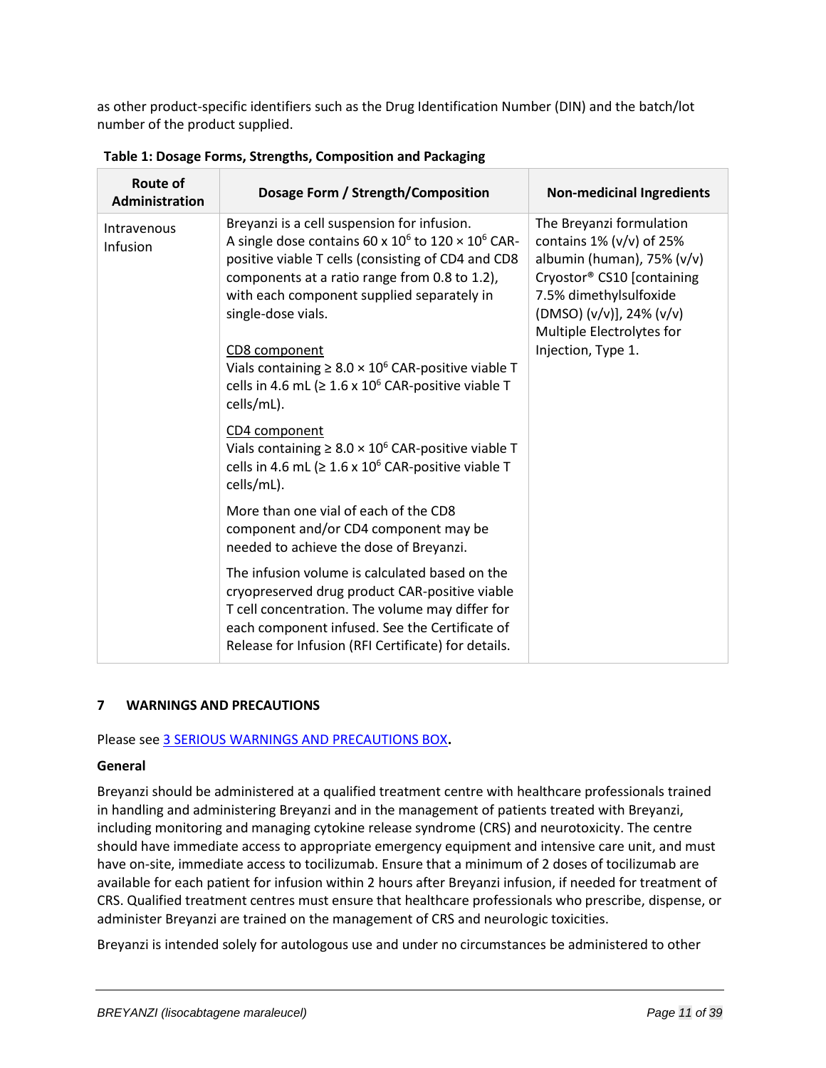as other product-specific identifiers such as the Drug Identification Number (DIN) and the batch/lot number of the product supplied.

**Table 1: Dosage Forms, Strengths, Composition and Packaging**

| Route of Administration | Dosage Form / Strength/Composition | Non-medicinal Ingredients |
|---|---|---|
| Intravenous Infusion | Breyanzi is a cell suspension for infusion. A single dose contains 60 x $10^6$ to 120 × $10^6$ CAR-positive viable T cells (consisting of CD4 and CD8 components at a ratio range from 0.8 to 1.2), with each component supplied separately in single-dose vials.<br><br>CD8 component<br>Vials containing ≥ 8.0 × $10^6$ CAR-positive viable T cells in 4.6 mL (≥ 1.6 x $10^6$ CAR-positive viable T cells/mL).<br><br>CD4 component<br>Vials containing ≥ 8.0 × $10^6$ CAR-positive viable T cells in 4.6 mL (≥ 1.6 x $10^6$ CAR-positive viable T cells/mL).<br><br>More than one vial of each of the CD8 component and/or CD4 component may be needed to achieve the dose of Breyanzi.<br><br>The infusion volume is calculated based on the cryopreserved drug product CAR-positive viable T cell concentration. The volume may differ for each component infused. See the Certificate of Release for Infusion (RFI Certificate) for details. | The Breyanzi formulation contains 1% (v/v) of 25% albumin (human), 75% (v/v) Cryostor® CS10 [containing 7.5% dimethylsulfoxide (DMSO) (v/v)], 24% (v/v) Multiple Electrolytes for Injection, Type 1. |

## 7 WARNINGS AND PRECAUTIONS

Please see 3 SERIOUS WARNINGS AND PRECAUTIONS BOX**.**

### General

Breyanzi should be administered at a qualified treatment centre with healthcare professionals trained in handling and administering Breyanzi and in the management of patients treated with Breyanzi, including monitoring and managing cytokine release syndrome (CRS) and neurotoxicity. The centre should have immediate access to appropriate emergency equipment and intensive care unit, and must have on-site, immediate access to tocilizumab. Ensure that a minimum of 2 doses of tocilizumab are available for each patient for infusion within 2 hours after Breyanzi infusion, if needed for treatment of CRS. Qualified treatment centres must ensure that healthcare professionals who prescribe, dispense, or administer Breyanzi are trained on the management of CRS and neurologic toxicities.

Breyanzi is intended solely for autologous use and under no circumstances be administered to other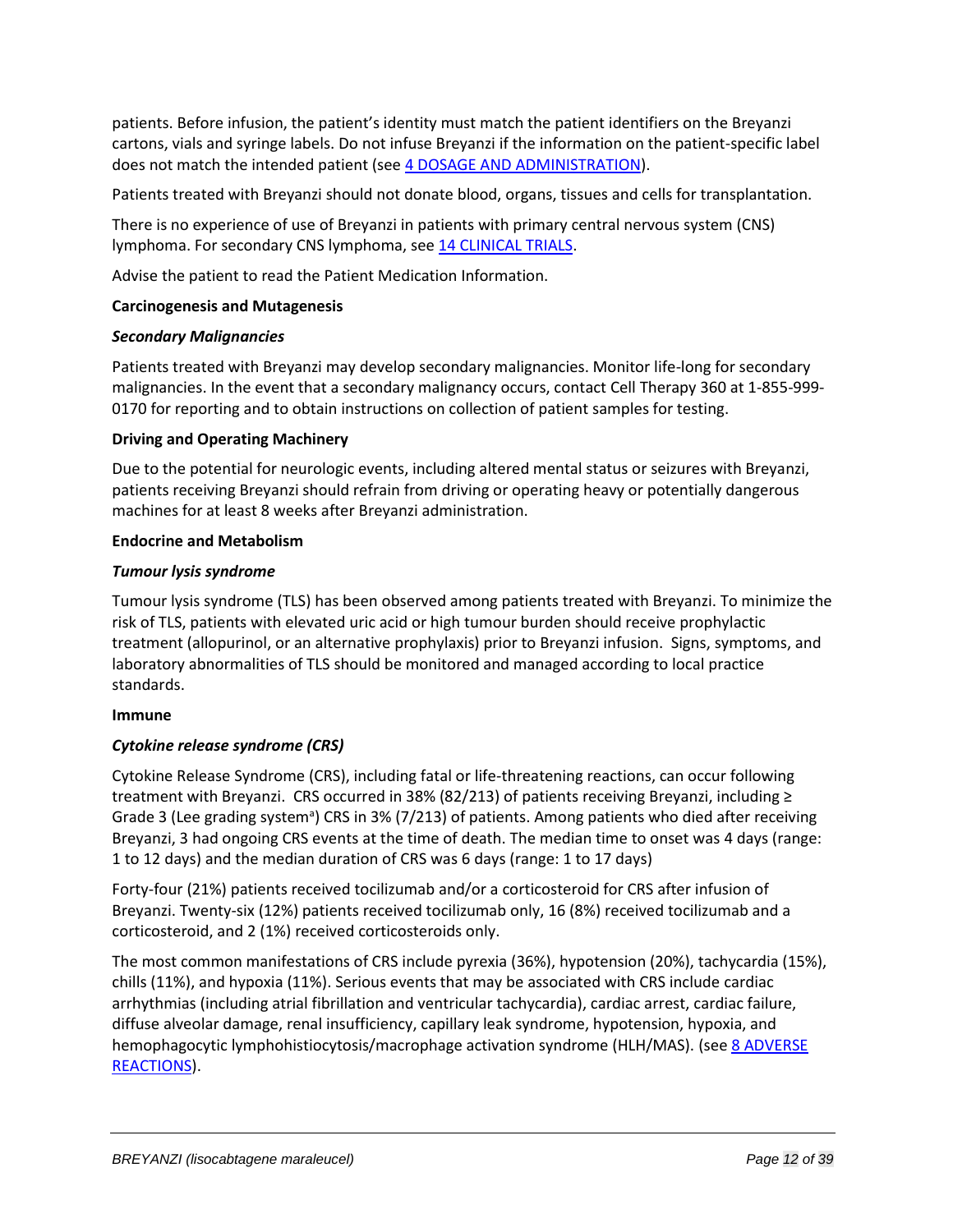patients. Before infusion, the patient's identity must match the patient identifiers on the Breyanzi cartons, vials and syringe labels. Do not infuse Breyanzi if the information on the patient-specific label does not match the intended patient (see 4 DOSAGE AND ADMINISTRATION).

Patients treated with Breyanzi should not donate blood, organs, tissues and cells for transplantation.

There is no experience of use of Breyanzi in patients with primary central nervous system (CNS) lymphoma. For secondary CNS lymphoma, see 14 CLINICAL TRIALS.

Advise the patient to read the Patient Medication Information.

**Carcinogenesis and Mutagenesis**

***Secondary Malignancies***

Patients treated with Breyanzi may develop secondary malignancies. Monitor life-long for secondary malignancies. In the event that a secondary malignancy occurs, contact Cell Therapy 360 at 1-855-999-0170 for reporting and to obtain instructions on collection of patient samples for testing.

**Driving and Operating Machinery**

Due to the potential for neurologic events, including altered mental status or seizures with Breyanzi, patients receiving Breyanzi should refrain from driving or operating heavy or potentially dangerous machines for at least 8 weeks after Breyanzi administration.

**Endocrine and Metabolism**

***Tumour lysis syndrome***

Tumour lysis syndrome (TLS) has been observed among patients treated with Breyanzi. To minimize the risk of TLS, patients with elevated uric acid or high tumour burden should receive prophylactic treatment (allopurinol, or an alternative prophylaxis) prior to Breyanzi infusion. Signs, symptoms, and laboratory abnormalities of TLS should be monitored and managed according to local practice standards.

**Immune**

***Cytokine release syndrome (CRS)***

Cytokine Release Syndrome (CRS), including fatal or life-threatening reactions, can occur following treatment with Breyanzi. CRS occurred in 38% (82/213) of patients receiving Breyanzi, including ≥ Grade 3 (Lee grading system[a]) CRS in 3% (7/213) of patients. Among patients who died after receiving Breyanzi, 3 had ongoing CRS events at the time of death. The median time to onset was 4 days (range: 1 to 12 days) and the median duration of CRS was 6 days (range: 1 to 17 days)

Forty-four (21%) patients received tocilizumab and/or a corticosteroid for CRS after infusion of Breyanzi. Twenty-six (12%) patients received tocilizumab only, 16 (8%) received tocilizumab and a corticosteroid, and 2 (1%) received corticosteroids only.

The most common manifestations of CRS include pyrexia (36%), hypotension (20%), tachycardia (15%), chills (11%), and hypoxia (11%). Serious events that may be associated with CRS include cardiac arrhythmias (including atrial fibrillation and ventricular tachycardia), cardiac arrest, cardiac failure, diffuse alveolar damage, renal insufficiency, capillary leak syndrome, hypotension, hypoxia, and hemophagocytic lymphohistiocytosis/macrophage activation syndrome (HLH/MAS). (see 8 ADVERSE REACTIONS).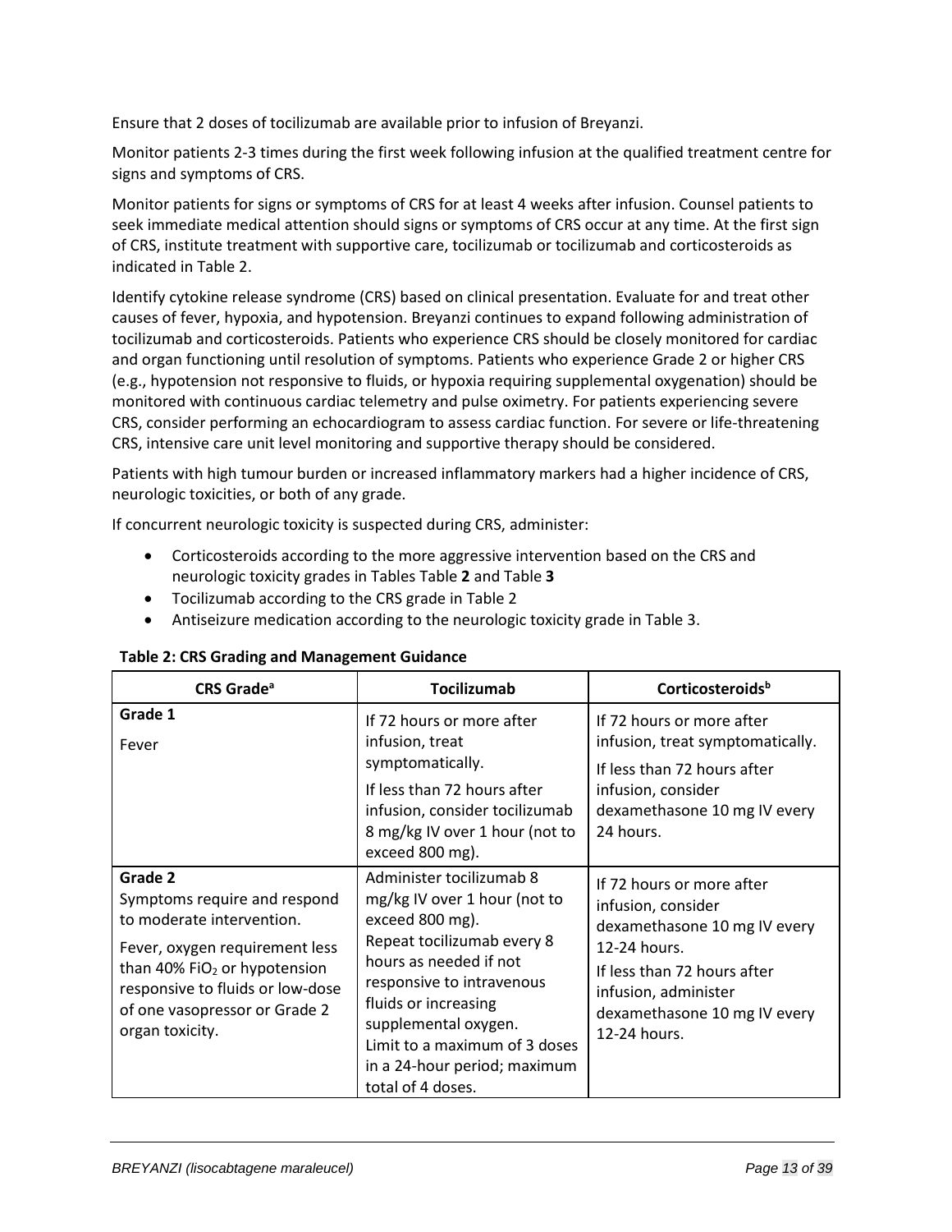Ensure that 2 doses of tocilizumab are available prior to infusion of Breyanzi.

Monitor patients 2-3 times during the first week following infusion at the qualified treatment centre for signs and symptoms of CRS.

Monitor patients for signs or symptoms of CRS for at least 4 weeks after infusion. Counsel patients to seek immediate medical attention should signs or symptoms of CRS occur at any time. At the first sign of CRS, institute treatment with supportive care, tocilizumab or tocilizumab and corticosteroids as indicated in Table 2.

Identify cytokine release syndrome (CRS) based on clinical presentation. Evaluate for and treat other causes of fever, hypoxia, and hypotension. Breyanzi continues to expand following administration of tocilizumab and corticosteroids. Patients who experience CRS should be closely monitored for cardiac and organ functioning until resolution of symptoms. Patients who experience Grade 2 or higher CRS (e.g., hypotension not responsive to fluids, or hypoxia requiring supplemental oxygenation) should be monitored with continuous cardiac telemetry and pulse oximetry. For patients experiencing severe CRS, consider performing an echocardiogram to assess cardiac function. For severe or life-threatening CRS, intensive care unit level monitoring and supportive therapy should be considered.

Patients with high tumour burden or increased inflammatory markers had a higher incidence of CRS, neurologic toxicities, or both of any grade.

If concurrent neurologic toxicity is suspected during CRS, administer:

- Corticosteroids according to the more aggressive intervention based on the CRS and neurologic toxicity grades in Tables Table **2** and Table **3**
- Tocilizumab according to the CRS grade in Table 2
- Antiseizure medication according to the neurologic toxicity grade in Table 3.

**Table 2: CRS Grading and Management Guidance**

| CRS Grade[a] | Tocilizumab | Corticosteroids[b] |
|---|---|---|
| **Grade 1**<br>Fever | If 72 hours or more after infusion, treat symptomatically.<br>If less than 72 hours after infusion, consider tocilizumab 8 mg/kg IV over 1 hour (not to exceed 800 mg). | If 72 hours or more after infusion, treat symptomatically.<br>If less than 72 hours after infusion, consider dexamethasone 10 mg IV every 24 hours. |
| **Grade 2**<br>Symptoms require and respond to moderate intervention.<br>Fever, oxygen requirement less than 40% $FiO_2$ or hypotension responsive to fluids or low-dose of one vasopressor or Grade 2 organ toxicity. | Administer tocilizumab 8 mg/kg IV over 1 hour (not to exceed 800 mg).<br>Repeat tocilizumab every 8 hours as needed if not responsive to intravenous fluids or increasing supplemental oxygen.<br>Limit to a maximum of 3 doses in a 24-hour period; maximum total of 4 doses. | If 72 hours or more after infusion, consider dexamethasone 10 mg IV every 12-24 hours.<br>If less than 72 hours after infusion, administer dexamethasone 10 mg IV every 12-24 hours. |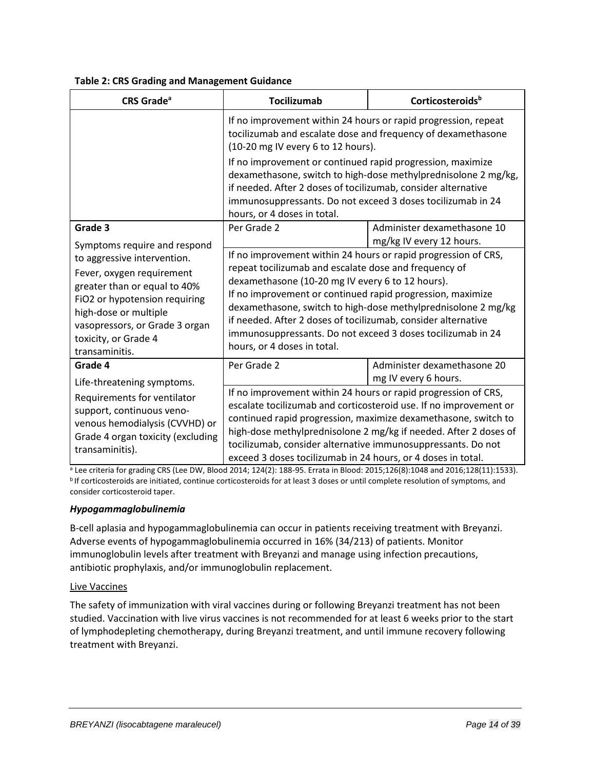**Table 2: CRS Grading and Management Guidance**

| CRS Grade[a] | Tocilizumab | Corticosteroids[b] |
|---|---|---|
| | If no improvement within 24 hours or rapid progression, repeat tocilizumab and escalate dose and frequency of dexamethasone (10-20 mg IV every 6 to 12 hours).<br>If no improvement or continued rapid progression, maximize dexamethasone, switch to high-dose methylprednisolone 2 mg/kg, if needed. After 2 doses of tocilizumab, consider alternative immunosuppressants. Do not exceed 3 doses tocilizumab in 24 hours, or 4 doses in total. | |
| **Grade 3**<br>Symptoms require and respond to aggressive intervention.<br>Fever, oxygen requirement greater than or equal to 40% FiO2 or hypotension requiring high-dose or multiple vasopressors, or Grade 3 organ toxicity, or Grade 4 transaminitis. | Per Grade 2 | Administer dexamethasone 10 mg/kg IV every 12 hours. |
| | If no improvement within 24 hours or rapid progression of CRS, repeat tocilizumab and escalate dose and frequency of dexamethasone (10-20 mg IV every 6 to 12 hours).<br>If no improvement or continued rapid progression, maximize dexamethasone, switch to high-dose methylprednisolone 2 mg/kg if needed. After 2 doses of tocilizumab, consider alternative immunosuppressants. Do not exceed 3 doses tocilizumab in 24 hours, or 4 doses in total. | |
| **Grade 4**<br>Life-threatening symptoms.<br>Requirements for ventilator support, continuous veno-venous hemodialysis (CVVHD) or Grade 4 organ toxicity (excluding transaminitis). | Per Grade 2 | Administer dexamethasone 20 mg IV every 6 hours. |
| | If no improvement within 24 hours or rapid progression of CRS, escalate tocilizumab and corticosteroid use. If no improvement or continued rapid progression, maximize dexamethasone, switch to high-dose methylprednisolone 2 mg/kg if needed. After 2 doses of tocilizumab, consider alternative immunosuppressants. Do not exceed 3 doses tocilizumab in 24 hours, or 4 doses in total. | |

[a] Lee criteria for grading CRS (Lee DW, Blood 2014; 124(2): 188-95. Errata in Blood: 2015;126(8):1048 and 2016;128(11):1533).
[b] If corticosteroids are initiated, continue corticosteroids for at least 3 doses or until complete resolution of symptoms, and consider corticosteroid taper.

### *Hypogammaglobulinemia*

B-cell aplasia and hypogammaglobulinemia can occur in patients receiving treatment with Breyanzi. Adverse events of hypogammaglobulinemia occurred in 16% (34/213) of patients. Monitor immunoglobulin levels after treatment with Breyanzi and manage using infection precautions, antibiotic prophylaxis, and/or immunoglobulin replacement.

#### Live Vaccines

The safety of immunization with viral vaccines during or following Breyanzi treatment has not been studied. Vaccination with live virus vaccines is not recommended for at least 6 weeks prior to the start of lymphodepleting chemotherapy, during Breyanzi treatment, and until immune recovery following treatment with Breyanzi.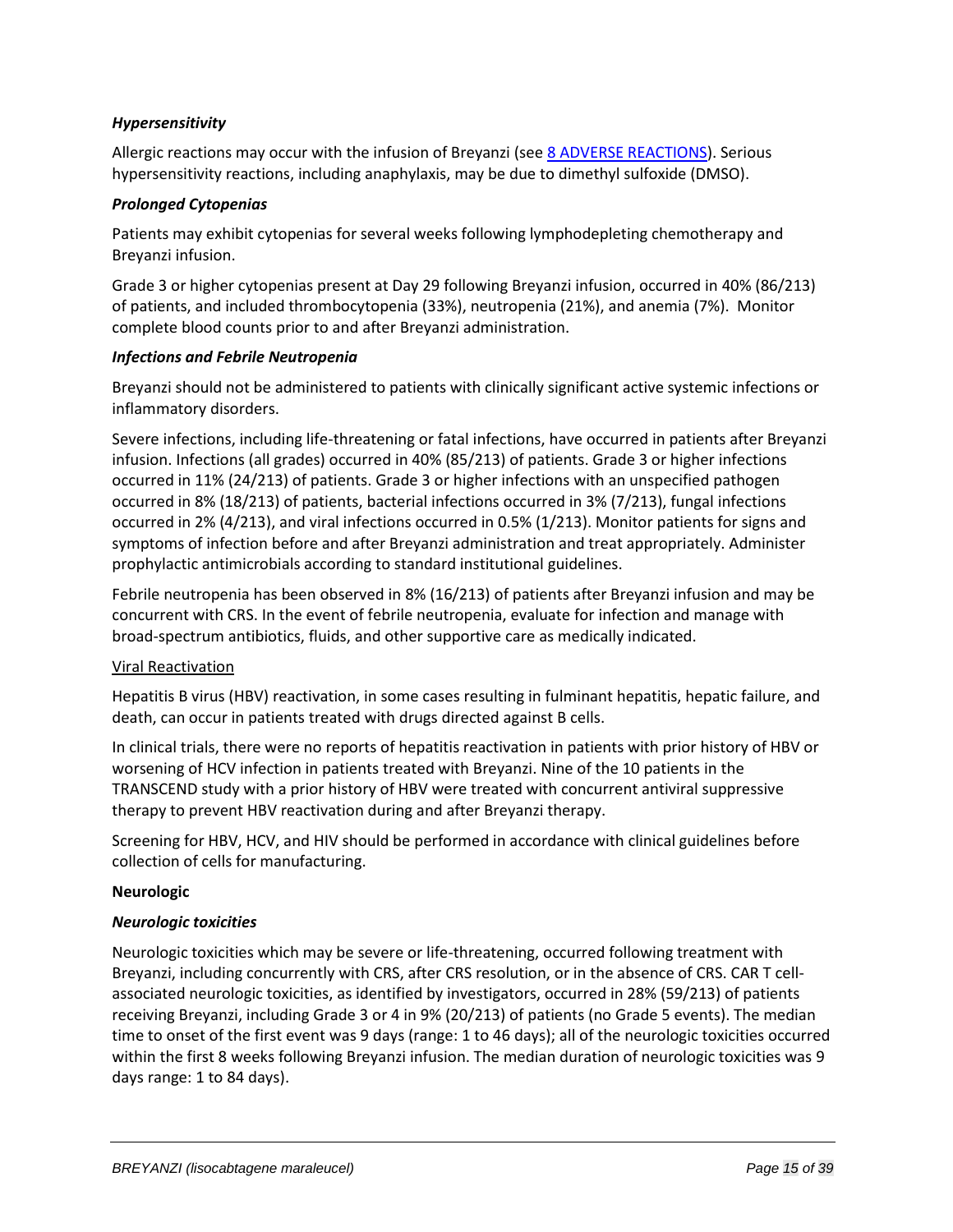### *Hypersensitivity*

Allergic reactions may occur with the infusion of Breyanzi (see 8 ADVERSE REACTIONS). Serious hypersensitivity reactions, including anaphylaxis, may be due to dimethyl sulfoxide (DMSO).

### *Prolonged Cytopenias*

Patients may exhibit cytopenias for several weeks following lymphodepleting chemotherapy and Breyanzi infusion.

Grade 3 or higher cytopenias present at Day 29 following Breyanzi infusion, occurred in 40% (86/213) of patients, and included thrombocytopenia (33%), neutropenia (21%), and anemia (7%). Monitor complete blood counts prior to and after Breyanzi administration.

### *Infections and Febrile Neutropenia*

Breyanzi should not be administered to patients with clinically significant active systemic infections or inflammatory disorders.

Severe infections, including life-threatening or fatal infections, have occurred in patients after Breyanzi infusion. Infections (all grades) occurred in 40% (85/213) of patients. Grade 3 or higher infections occurred in 11% (24/213) of patients. Grade 3 or higher infections with an unspecified pathogen occurred in 8% (18/213) of patients, bacterial infections occurred in 3% (7/213), fungal infections occurred in 2% (4/213), and viral infections occurred in 0.5% (1/213). Monitor patients for signs and symptoms of infection before and after Breyanzi administration and treat appropriately. Administer prophylactic antimicrobials according to standard institutional guidelines.

Febrile neutropenia has been observed in 8% (16/213) of patients after Breyanzi infusion and may be concurrent with CRS. In the event of febrile neutropenia, evaluate for infection and manage with broad-spectrum antibiotics, fluids, and other supportive care as medically indicated.

Viral Reactivation

Hepatitis B virus (HBV) reactivation, in some cases resulting in fulminant hepatitis, hepatic failure, and death, can occur in patients treated with drugs directed against B cells.

In clinical trials, there were no reports of hepatitis reactivation in patients with prior history of HBV or worsening of HCV infection in patients treated with Breyanzi. Nine of the 10 patients in the TRANSCEND study with a prior history of HBV were treated with concurrent antiviral suppressive therapy to prevent HBV reactivation during and after Breyanzi therapy.

Screening for HBV, HCV, and HIV should be performed in accordance with clinical guidelines before collection of cells for manufacturing.

**Neurologic**

### *Neurologic toxicities*

Neurologic toxicities which may be severe or life-threatening, occurred following treatment with Breyanzi, including concurrently with CRS, after CRS resolution, or in the absence of CRS. CAR T cell-associated neurologic toxicities, as identified by investigators, occurred in 28% (59/213) of patients receiving Breyanzi, including Grade 3 or 4 in 9% (20/213) of patients (no Grade 5 events). The median time to onset of the first event was 9 days (range: 1 to 46 days); all of the neurologic toxicities occurred within the first 8 weeks following Breyanzi infusion. The median duration of neurologic toxicities was 9 days range: 1 to 84 days).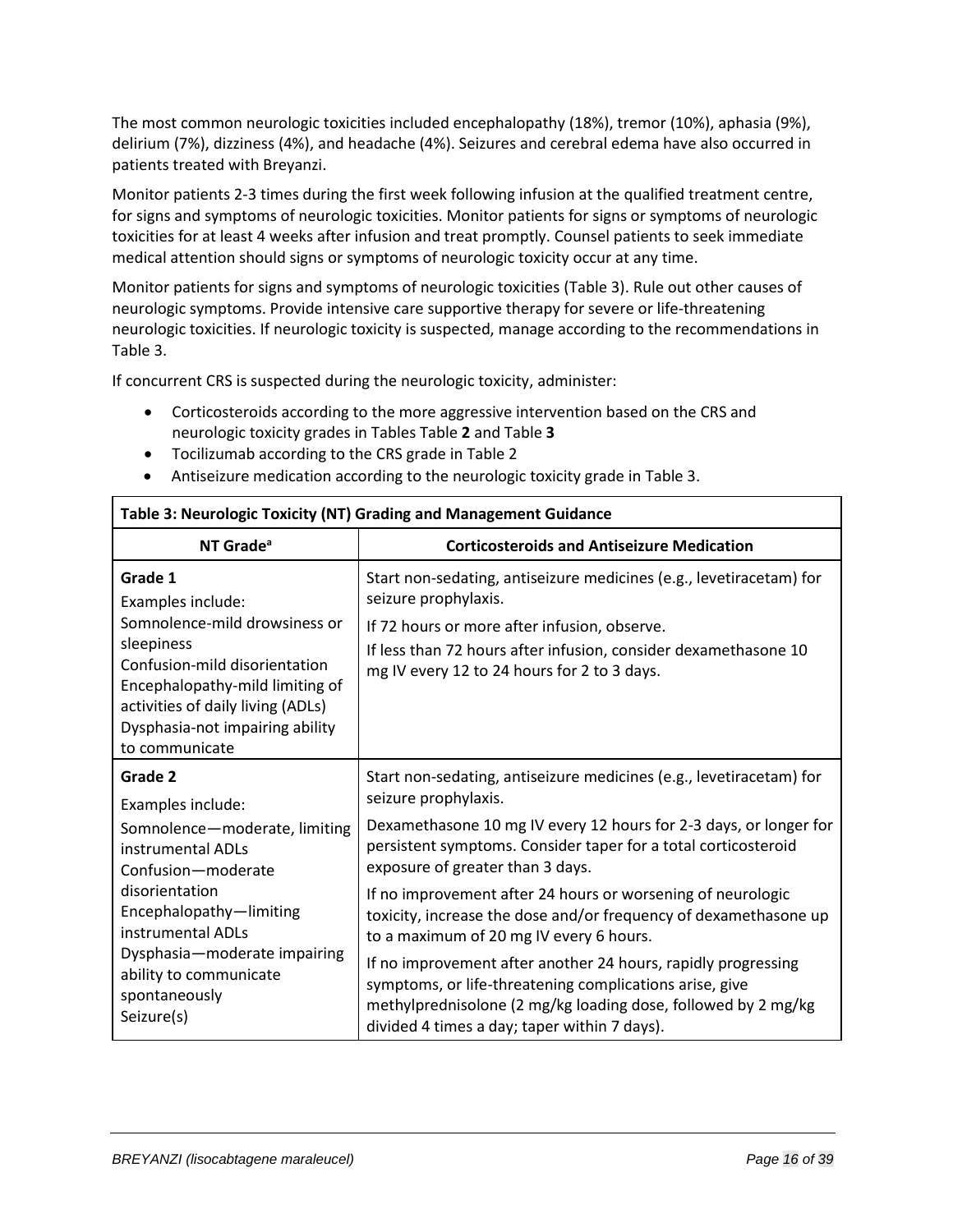The most common neurologic toxicities included encephalopathy (18%), tremor (10%), aphasia (9%), delirium (7%), dizziness (4%), and headache (4%). Seizures and cerebral edema have also occurred in patients treated with Breyanzi.

Monitor patients 2-3 times during the first week following infusion at the qualified treatment centre, for signs and symptoms of neurologic toxicities. Monitor patients for signs or symptoms of neurologic toxicities for at least 4 weeks after infusion and treat promptly. Counsel patients to seek immediate medical attention should signs or symptoms of neurologic toxicity occur at any time.

Monitor patients for signs and symptoms of neurologic toxicities (Table 3). Rule out other causes of neurologic symptoms. Provide intensive care supportive therapy for severe or life-threatening neurologic toxicities. If neurologic toxicity is suspected, manage according to the recommendations in Table 3.

If concurrent CRS is suspected during the neurologic toxicity, administer:

- Corticosteroids according to the more aggressive intervention based on the CRS and neurologic toxicity grades in Tables Table **2** and Table **3**
- Tocilizumab according to the CRS grade in Table 2
- Antiseizure medication according to the neurologic toxicity grade in Table 3.

**Table 3: Neurologic Toxicity (NT) Grading and Management Guidance**

| NT Grade[a] | Corticosteroids and Antiseizure Medication |
|---|---|
| **Grade 1**<br>Examples include:<br>Somnolence-mild drowsiness or sleepiness<br>Confusion-mild disorientation<br>Encephalopathy-mild limiting of activities of daily living (ADLs)<br>Dysphasia-not impairing ability to communicate | Start non-sedating, antiseizure medicines (e.g., levetiracetam) for seizure prophylaxis.<br>If 72 hours or more after infusion, observe.<br>If less than 72 hours after infusion, consider dexamethasone 10 mg IV every 12 to 24 hours for 2 to 3 days. |
| **Grade 2**<br>Examples include:<br>Somnolence—moderate, limiting instrumental ADLs<br>Confusion—moderate disorientation<br>Encephalopathy—limiting instrumental ADLs<br>Dysphasia—moderate impairing ability to communicate spontaneously<br>Seizure(s) | Start non-sedating, antiseizure medicines (e.g., levetiracetam) for seizure prophylaxis.<br>Dexamethasone 10 mg IV every 12 hours for 2-3 days, or longer for persistent symptoms. Consider taper for a total corticosteroid exposure of greater than 3 days.<br>If no improvement after 24 hours or worsening of neurologic toxicity, increase the dose and/or frequency of dexamethasone up to a maximum of 20 mg IV every 6 hours.<br>If no improvement after another 24 hours, rapidly progressing symptoms, or life-threatening complications arise, give methylprednisolone (2 mg/kg loading dose, followed by 2 mg/kg divided 4 times a day; taper within 7 days). |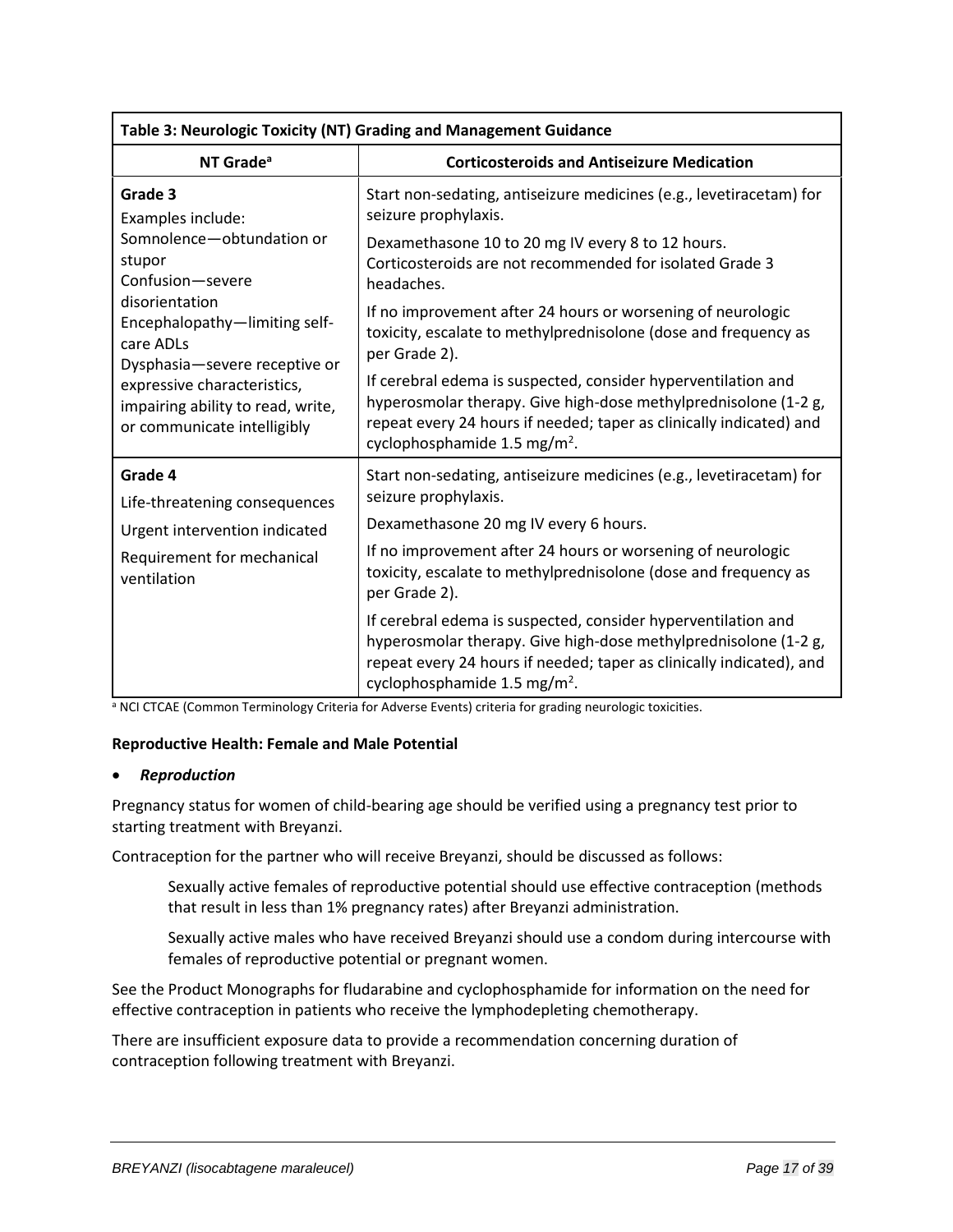| Table 3: Neurologic Toxicity (NT) Grading and Management Guidance | |
|---|---|
| **NT Grade[a]** | **Corticosteroids and Antiseizure Medication** |
| **Grade 3**<br>Examples include:<br>Somnolence—obtundation or stupor<br>Confusion—severe disorientation<br>Encephalopathy—limiting self-care ADLs<br>Dysphasia—severe receptive or expressive characteristics, impairing ability to read, write, or communicate intelligibly | Start non-sedating, antiseizure medicines (e.g., levetiracetam) for seizure prophylaxis.<br>Dexamethasone 10 to 20 mg IV every 8 to 12 hours. Corticosteroids are not recommended for isolated Grade 3 headaches.<br>If no improvement after 24 hours or worsening of neurologic toxicity, escalate to methylprednisolone (dose and frequency as per Grade 2).<br>If cerebral edema is suspected, consider hyperventilation and hyperosmolar therapy. Give high-dose methylprednisolone (1-2 g, repeat every 24 hours if needed; taper as clinically indicated) and cyclophosphamide 1.5 mg/m$^2$. |
| **Grade 4**<br>Life-threatening consequences<br>Urgent intervention indicated<br>Requirement for mechanical ventilation | Start non-sedating, antiseizure medicines (e.g., levetiracetam) for seizure prophylaxis.<br>Dexamethasone 20 mg IV every 6 hours.<br>If no improvement after 24 hours or worsening of neurologic toxicity, escalate to methylprednisolone (dose and frequency as per Grade 2).<br>If cerebral edema is suspected, consider hyperventilation and hyperosmolar therapy. Give high-dose methylprednisolone (1-2 g, repeat every 24 hours if needed; taper as clinically indicated), and cyclophosphamide 1.5 mg/m$^2$. |

[a] NCI CTCAE (Common Terminology Criteria for Adverse Events) criteria for grading neurologic toxicities.

**Reproductive Health: Female and Male Potential**

- ***Reproduction***

Pregnancy status for women of child-bearing age should be verified using a pregnancy test prior to starting treatment with Breyanzi.

Contraception for the partner who will receive Breyanzi, should be discussed as follows:

> Sexually active females of reproductive potential should use effective contraception (methods that result in less than 1% pregnancy rates) after Breyanzi administration.
>
> Sexually active males who have received Breyanzi should use a condom during intercourse with females of reproductive potential or pregnant women.

See the Product Monographs for fludarabine and cyclophosphamide for information on the need for effective contraception in patients who receive the lymphodepleting chemotherapy.

There are insufficient exposure data to provide a recommendation concerning duration of contraception following treatment with Breyanzi.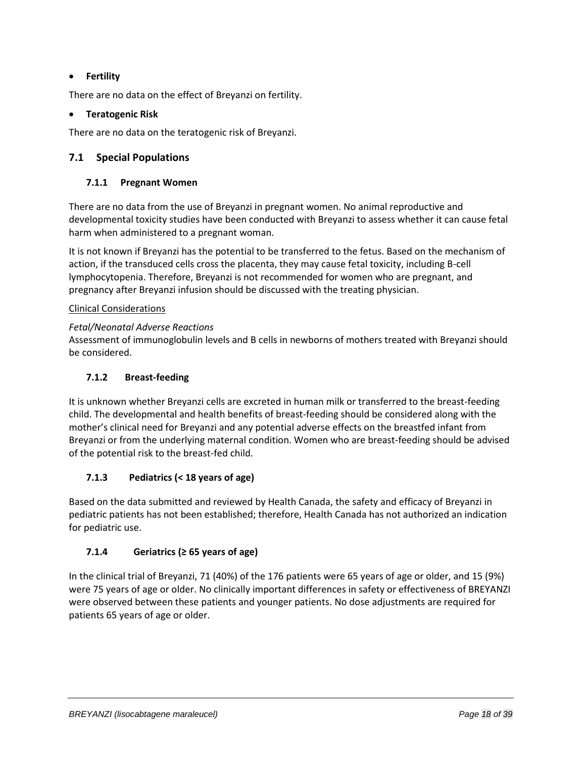- **Fertility**

There are no data on the effect of Breyanzi on fertility.

- **Teratogenic Risk**

There are no data on the teratogenic risk of Breyanzi.

## 7.1 Special Populations

### 7.1.1 Pregnant Women

There are no data from the use of Breyanzi in pregnant women. No animal reproductive and developmental toxicity studies have been conducted with Breyanzi to assess whether it can cause fetal harm when administered to a pregnant woman.

It is not known if Breyanzi has the potential to be transferred to the fetus. Based on the mechanism of action, if the transduced cells cross the placenta, they may cause fetal toxicity, including B-cell lymphocytopenia. Therefore, Breyanzi is not recommended for women who are pregnant, and pregnancy after Breyanzi infusion should be discussed with the treating physician.

Clinical Considerations

*Fetal/Neonatal Adverse Reactions*
Assessment of immunoglobulin levels and B cells in newborns of mothers treated with Breyanzi should be considered.

### 7.1.2 Breast-feeding

It is unknown whether Breyanzi cells are excreted in human milk or transferred to the breast-feeding child. The developmental and health benefits of breast-feeding should be considered along with the mother's clinical need for Breyanzi and any potential adverse effects on the breastfed infant from Breyanzi or from the underlying maternal condition. Women who are breast-feeding should be advised of the potential risk to the breast-fed child.

### 7.1.3 Pediatrics (< 18 years of age)

Based on the data submitted and reviewed by Health Canada, the safety and efficacy of Breyanzi in pediatric patients has not been established; therefore, Health Canada has not authorized an indication for pediatric use.

### 7.1.4 Geriatrics (≥ 65 years of age)

In the clinical trial of Breyanzi, 71 (40%) of the 176 patients were 65 years of age or older, and 15 (9%) were 75 years of age or older. No clinically important differences in safety or effectiveness of BREYANZI were observed between these patients and younger patients. No dose adjustments are required for patients 65 years of age or older.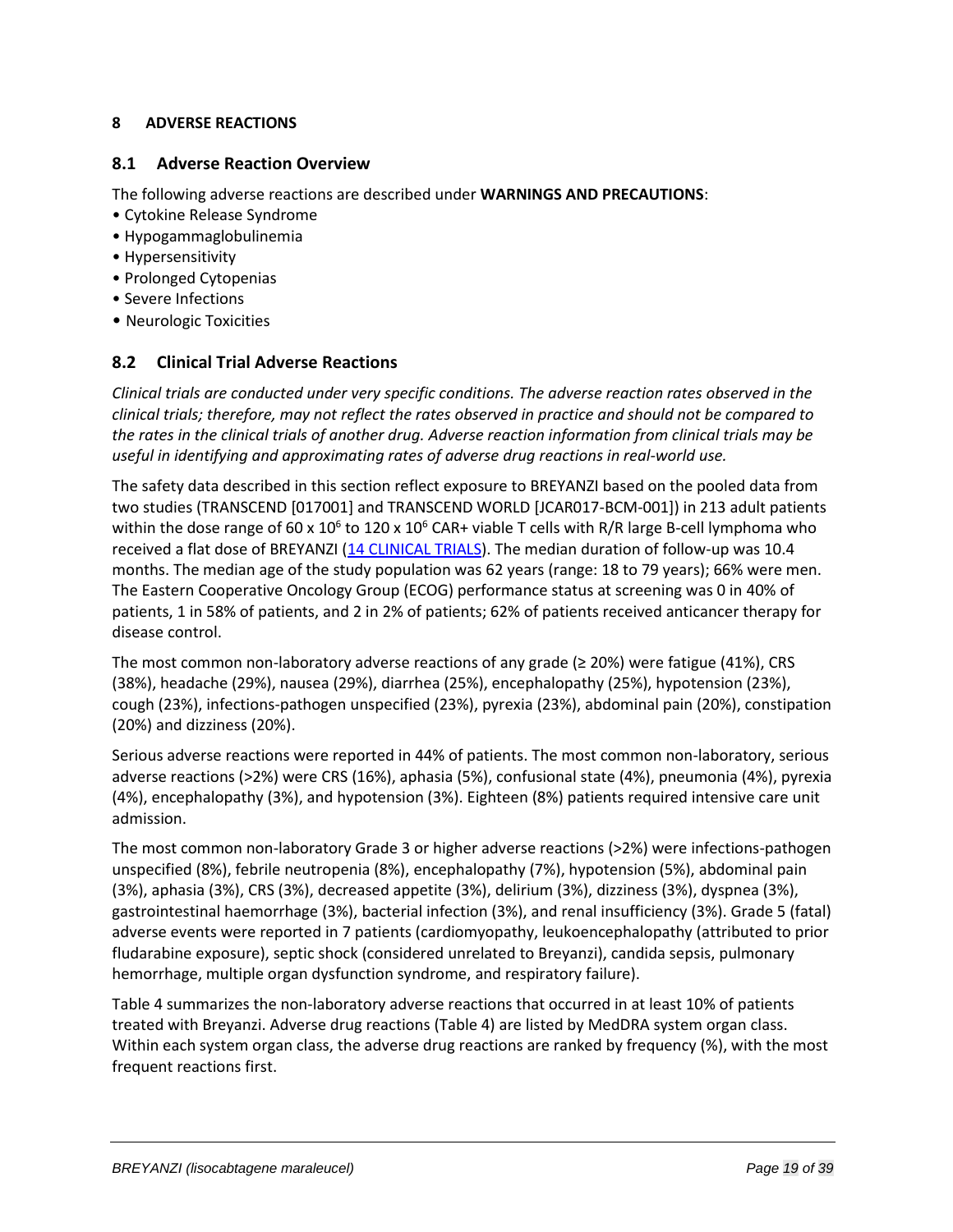# 8 ADVERSE REACTIONS

## 8.1 Adverse Reaction Overview

The following adverse reactions are described under **WARNINGS AND PRECAUTIONS**:

- Cytokine Release Syndrome
- Hypogammaglobulinemia
- Hypersensitivity
- Prolonged Cytopenias
- Severe Infections
- Neurologic Toxicities

## 8.2 Clinical Trial Adverse Reactions

*Clinical trials are conducted under very specific conditions. The adverse reaction rates observed in the clinical trials; therefore, may not reflect the rates observed in practice and should not be compared to the rates in the clinical trials of another drug. Adverse reaction information from clinical trials may be useful in identifying and approximating rates of adverse drug reactions in real-world use.*

The safety data described in this section reflect exposure to BREYANZI based on the pooled data from two studies (TRANSCEND [017001] and TRANSCEND WORLD [JCAR017-BCM-001]) in 213 adult patients within the dose range of $60 \times 10^6$ to $120 \times 10^6$ CAR+ viable T cells with R/R large B-cell lymphoma who received a flat dose of BREYANZI (14 CLINICAL TRIALS). The median duration of follow-up was 10.4 months. The median age of the study population was 62 years (range: 18 to 79 years); 66% were men. The Eastern Cooperative Oncology Group (ECOG) performance status at screening was 0 in 40% of patients, 1 in 58% of patients, and 2 in 2% of patients; 62% of patients received anticancer therapy for disease control.

The most common non-laboratory adverse reactions of any grade (≥ 20%) were fatigue (41%), CRS (38%), headache (29%), nausea (29%), diarrhea (25%), encephalopathy (25%), hypotension (23%), cough (23%), infections-pathogen unspecified (23%), pyrexia (23%), abdominal pain (20%), constipation (20%) and dizziness (20%).

Serious adverse reactions were reported in 44% of patients. The most common non-laboratory, serious adverse reactions (>2%) were CRS (16%), aphasia (5%), confusional state (4%), pneumonia (4%), pyrexia (4%), encephalopathy (3%), and hypotension (3%). Eighteen (8%) patients required intensive care unit admission.

The most common non-laboratory Grade 3 or higher adverse reactions (>2%) were infections-pathogen unspecified (8%), febrile neutropenia (8%), encephalopathy (7%), hypotension (5%), abdominal pain (3%), aphasia (3%), CRS (3%), decreased appetite (3%), delirium (3%), dizziness (3%), dyspnea (3%), gastrointestinal haemorrhage (3%), bacterial infection (3%), and renal insufficiency (3%). Grade 5 (fatal) adverse events were reported in 7 patients (cardiomyopathy, leukoencephalopathy (attributed to prior fludarabine exposure), septic shock (considered unrelated to Breyanzi), candida sepsis, pulmonary hemorrhage, multiple organ dysfunction syndrome, and respiratory failure).

Table 4 summarizes the non-laboratory adverse reactions that occurred in at least 10% of patients treated with Breyanzi. Adverse drug reactions (Table 4) are listed by MedDRA system organ class. Within each system organ class, the adverse drug reactions are ranked by frequency (%), with the most frequent reactions first.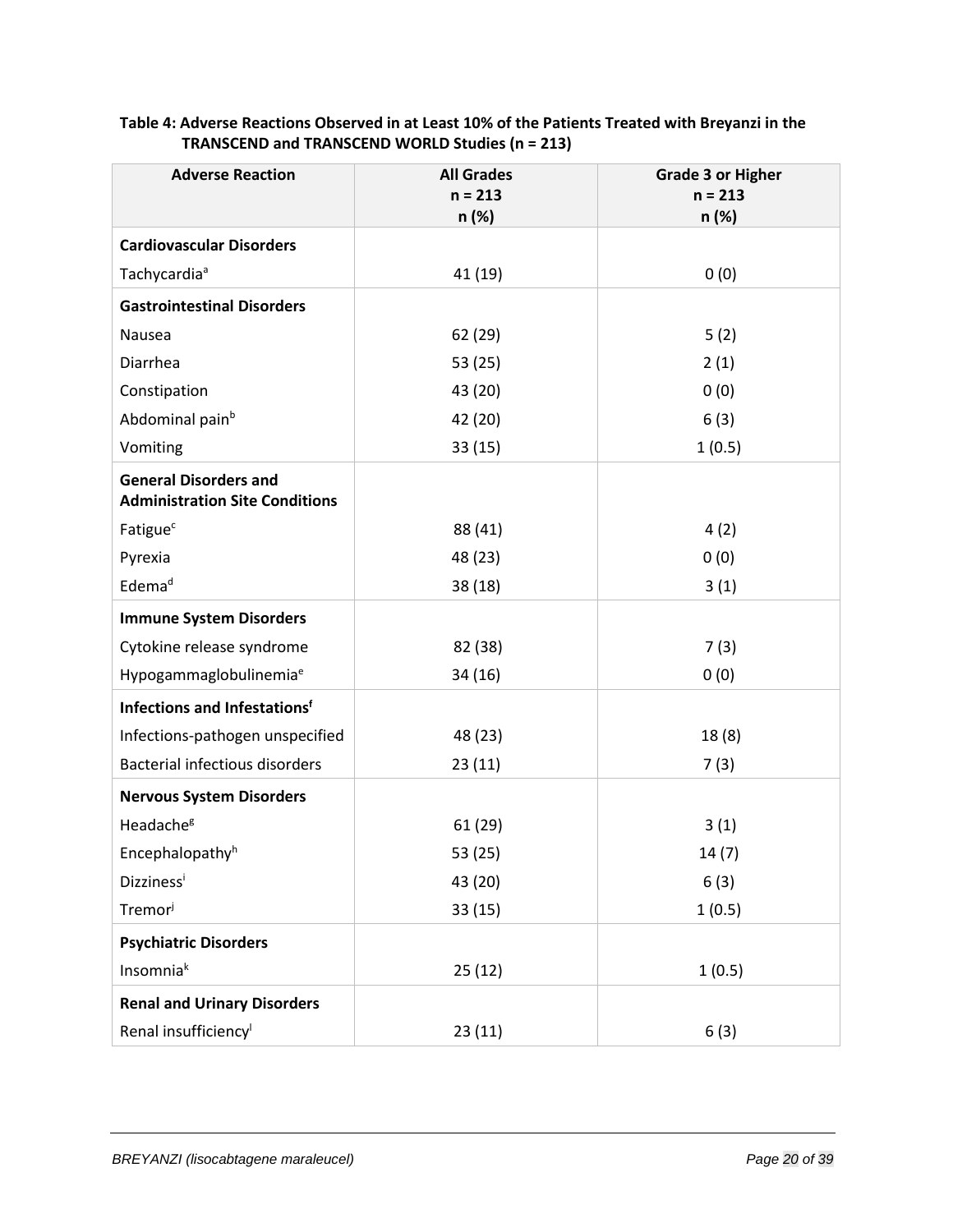**Table 4: Adverse Reactions Observed in at Least 10% of the Patients Treated with Breyanzi in the TRANSCEND and TRANSCEND WORLD Studies (n = 213)**

| Adverse Reaction | All Grades<br>n = 213<br>n (%) | Grade 3 or Higher<br>n = 213<br>n (%) |
|---|---|---|
| **Cardiovascular Disorders** | | |
| Tachycardia[a] | 41 (19) | 0 (0) |
| **Gastrointestinal Disorders** | | |
| Nausea | 62 (29) | 5 (2) |
| Diarrhea | 53 (25) | 2 (1) |
| Constipation | 43 (20) | 0 (0) |
| Abdominal pain[b] | 42 (20) | 6 (3) |
| Vomiting | 33 (15) | 1 (0.5) |
| **General Disorders and Administration Site Conditions** | | |
| Fatigue[c] | 88 (41) | 4 (2) |
| Pyrexia | 48 (23) | 0 (0) |
| Edema[d] | 38 (18) | 3 (1) |
| **Immune System Disorders** | | |
| Cytokine release syndrome | 82 (38) | 7 (3) |
| Hypogammaglobulinemia[e] | 34 (16) | 0 (0) |
| **Infections and Infestations[f]** | | |
| Infections-pathogen unspecified | 48 (23) | 18 (8) |
| Bacterial infectious disorders | 23 (11) | 7 (3) |
| **Nervous System Disorders** | | |
| Headache[g] | 61 (29) | 3 (1) |
| Encephalopathy[h] | 53 (25) | 14 (7) |
| Dizziness[i] | 43 (20) | 6 (3) |
| Tremor[j] | 33 (15) | 1 (0.5) |
| **Psychiatric Disorders** | | |
| Insomnia[k] | 25 (12) | 1 (0.5) |
| **Renal and Urinary Disorders** | | |
| Renal insufficiency[l] | 23 (11) | 6 (3) |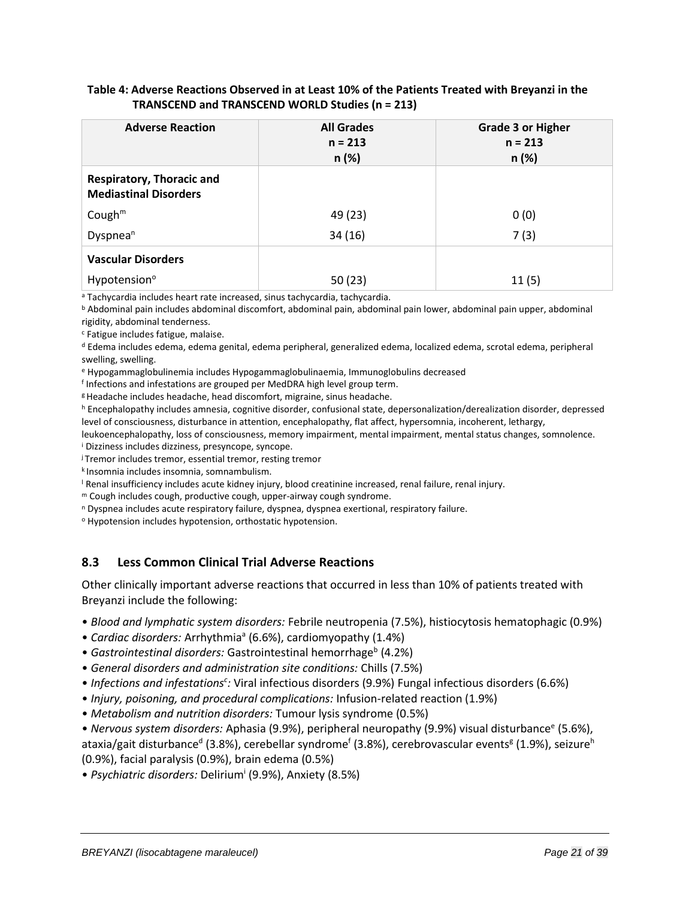**Table 4: Adverse Reactions Observed in at Least 10% of the Patients Treated with Breyanzi in the TRANSCEND and TRANSCEND WORLD Studies (n = 213)**

| Adverse Reaction | All Grades n = 213 n (%) | Grade 3 or Higher n = 213 n (%) |
|---|---|---|
| **Respiratory, Thoracic and Mediastinal Disorders** | | |
| Cough[m] | 49 (23) | 0 (0) |
| Dyspnea[n] | 34 (16) | 7 (3) |
| **Vascular Disorders** | | |
| Hypotension[o] | 50 (23) | 11 (5) |

[a] Tachycardia includes heart rate increased, sinus tachycardia, tachycardia.
[b] Abdominal pain includes abdominal discomfort, abdominal pain, abdominal pain lower, abdominal pain upper, abdominal rigidity, abdominal tenderness.
[c] Fatigue includes fatigue, malaise.
[d] Edema includes edema, edema genital, edema peripheral, generalized edema, localized edema, scrotal edema, peripheral swelling, swelling.
[e] Hypogammaglobulinemia includes Hypogammaglobulinaemia, Immunoglobulins decreased
[f] Infections and infestations are grouped per MedDRA high level group term.
[g] Headache includes headache, head discomfort, migraine, sinus headache.
[h] Encephalopathy includes amnesia, cognitive disorder, confusional state, depersonalization/derealization disorder, depressed level of consciousness, disturbance in attention, encephalopathy, flat affect, hypersomnia, incoherent, lethargy, leukoencephalopathy, loss of consciousness, memory impairment, mental impairment, mental status changes, somnolence.
[i] Dizziness includes dizziness, presyncope, syncope.
[j] Tremor includes tremor, essential tremor, resting tremor
[k] Insomnia includes insomnia, somnambulism.
[l] Renal insufficiency includes acute kidney injury, blood creatinine increased, renal failure, renal injury.
[m] Cough includes cough, productive cough, upper-airway cough syndrome.
[n] Dyspnea includes acute respiratory failure, dyspnea, dyspnea exertional, respiratory failure.
[o] Hypotension includes hypotension, orthostatic hypotension.

## 8.3 Less Common Clinical Trial Adverse Reactions

Other clinically important adverse reactions that occurred in less than 10% of patients treated with Breyanzi include the following:

- *Blood and lymphatic system disorders:* Febrile neutropenia (7.5%), histiocytosis hematophagic (0.9%)
- *Cardiac disorders:* Arrhythmia[a] (6.6%), cardiomyopathy (1.4%)
- *Gastrointestinal disorders:* Gastrointestinal hemorrhage[b] (4.2%)
- *General disorders and administration site conditions:* Chills (7.5%)
- *Infections and infestations[c]:* Viral infectious disorders (9.9%) Fungal infectious disorders (6.6%)
- *Injury, poisoning, and procedural complications:* Infusion-related reaction (1.9%)
- *Metabolism and nutrition disorders:* Tumour lysis syndrome (0.5%)
- *Nervous system disorders:* Aphasia (9.9%), peripheral neuropathy (9.9%) visual disturbance[e] (5.6%), ataxia/gait disturbance[d] (3.8%), cerebellar syndrome[f] (3.8%), cerebrovascular events[g] (1.9%), seizure[h] (0.9%), facial paralysis (0.9%), brain edema (0.5%)
- *Psychiatric disorders:* Delirium[i] (9.9%), Anxiety (8.5%)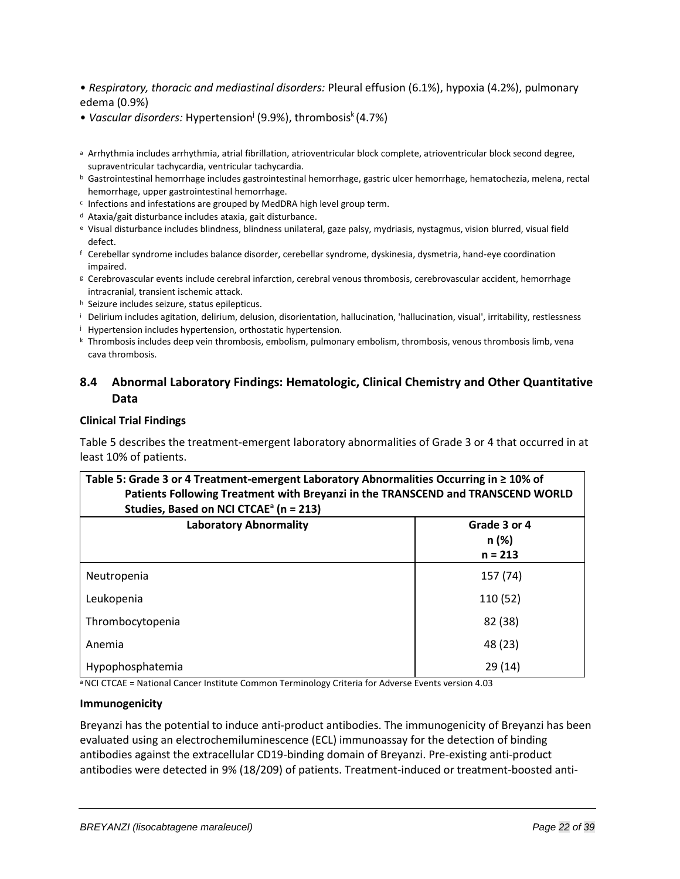- *Respiratory, thoracic and mediastinal disorders:* Pleural effusion (6.1%), hypoxia (4.2%), pulmonary edema (0.9%)
- *Vascular disorders:* Hypertension[j] (9.9%), thrombosis[k] (4.7%)

[a] Arrhythmia includes arrhythmia, atrial fibrillation, atrioventricular block complete, atrioventricular block second degree, supraventricular tachycardia, ventricular tachycardia.
[b] Gastrointestinal hemorrhage includes gastrointestinal hemorrhage, gastric ulcer hemorrhage, hematochezia, melena, rectal hemorrhage, upper gastrointestinal hemorrhage.
[c] Infections and infestations are grouped by MedDRA high level group term.
[d] Ataxia/gait disturbance includes ataxia, gait disturbance.
[e] Visual disturbance includes blindness, blindness unilateral, gaze palsy, mydriasis, nystagmus, vision blurred, visual field defect.
[f] Cerebellar syndrome includes balance disorder, cerebellar syndrome, dyskinesia, dysmetria, hand-eye coordination impaired.
[g] Cerebrovascular events include cerebral infarction, cerebral venous thrombosis, cerebrovascular accident, hemorrhage intracranial, transient ischemic attack.
[h] Seizure includes seizure, status epilepticus.
[i] Delirium includes agitation, delirium, delusion, disorientation, hallucination, 'hallucination, visual', irritability, restlessness
[j] Hypertension includes hypertension, orthostatic hypertension.
[k] Thrombosis includes deep vein thrombosis, embolism, pulmonary embolism, thrombosis, venous thrombosis limb, vena cava thrombosis.

## 8.4 Abnormal Laboratory Findings: Hematologic, Clinical Chemistry and Other Quantitative Data

**Clinical Trial Findings**

Table 5 describes the treatment-emergent laboratory abnormalities of Grade 3 or 4 that occurred in at least 10% of patients.

**Table 5: Grade 3 or 4 Treatment-emergent Laboratory Abnormalities Occurring in ≥ 10% of Patients Following Treatment with Breyanzi in the TRANSCEND and TRANSCEND WORLD Studies, Based on NCI CTCAE[a] (n = 213)**

| Laboratory Abnormality | Grade 3 or 4 n (%) n = 213 |
|---|---|
| Neutropenia | 157 (74) |
| Leukopenia | 110 (52) |
| Thrombocytopenia | 82 (38) |
| Anemia | 48 (23) |
| Hypophosphatemia | 29 (14) |

[a] NCI CTCAE = National Cancer Institute Common Terminology Criteria for Adverse Events version 4.03

**Immunogenicity**

Breyanzi has the potential to induce anti-product antibodies. The immunogenicity of Breyanzi has been evaluated using an electrochemiluminescence (ECL) immunoassay for the detection of binding antibodies against the extracellular CD19-binding domain of Breyanzi. Pre-existing anti-product antibodies were detected in 9% (18/209) of patients. Treatment-induced or treatment-boosted anti-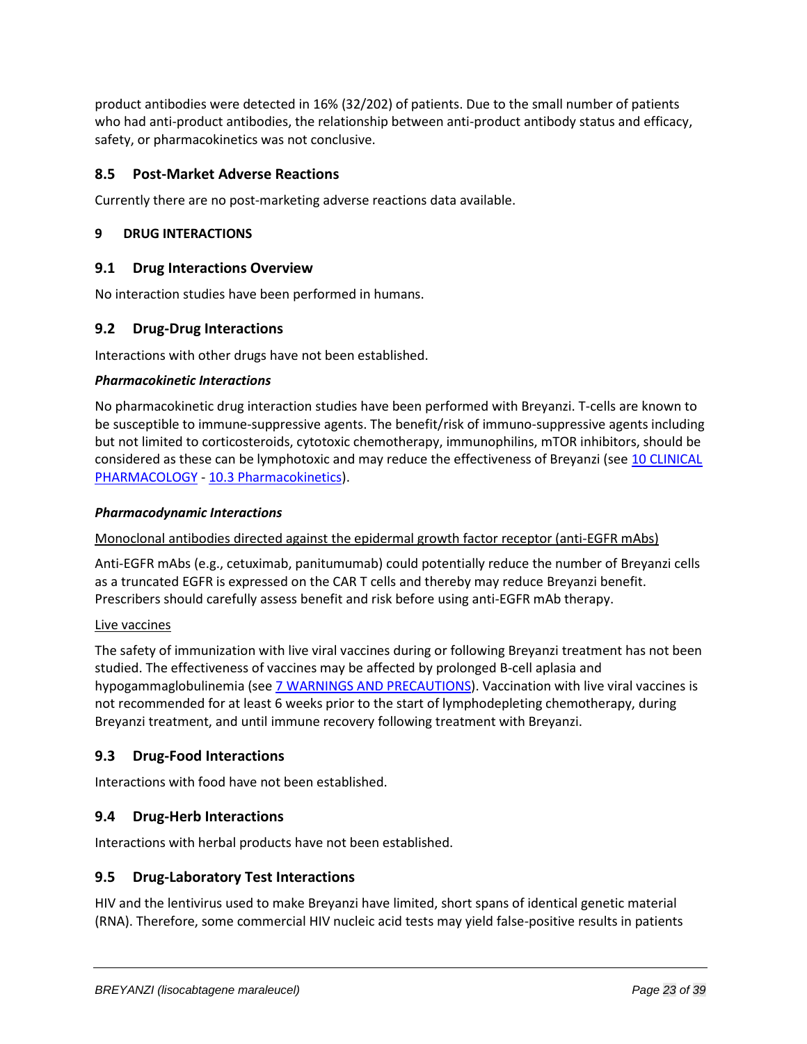product antibodies were detected in 16% (32/202) of patients. Due to the small number of patients who had anti-product antibodies, the relationship between anti-product antibody status and efficacy, safety, or pharmacokinetics was not conclusive.

## 8.5 Post-Market Adverse Reactions

Currently there are no post-marketing adverse reactions data available.

# 9 DRUG INTERACTIONS

## 9.1 Drug Interactions Overview

No interaction studies have been performed in humans.

## 9.2 Drug-Drug Interactions

Interactions with other drugs have not been established.

***Pharmacokinetic Interactions***

No pharmacokinetic drug interaction studies have been performed with Breyanzi. T-cells are known to be susceptible to immune-suppressive agents. The benefit/risk of immuno-suppressive agents including but not limited to corticosteroids, cytotoxic chemotherapy, immunophilins, mTOR inhibitors, should be considered as these can be lymphotoxic and may reduce the effectiveness of Breyanzi (see 10 CLINICAL PHARMACOLOGY - 10.3 Pharmacokinetics).

***Pharmacodynamic Interactions***

Monoclonal antibodies directed against the epidermal growth factor receptor (anti-EGFR mAbs)

Anti-EGFR mAbs (e.g., cetuximab, panitumumab) could potentially reduce the number of Breyanzi cells as a truncated EGFR is expressed on the CAR T cells and thereby may reduce Breyanzi benefit. Prescribers should carefully assess benefit and risk before using anti-EGFR mAb therapy.

Live vaccines

The safety of immunization with live viral vaccines during or following Breyanzi treatment has not been studied. The effectiveness of vaccines may be affected by prolonged B-cell aplasia and hypogammaglobulinemia (see 7 WARNINGS AND PRECAUTIONS). Vaccination with live viral vaccines is not recommended for at least 6 weeks prior to the start of lymphodepleting chemotherapy, during Breyanzi treatment, and until immune recovery following treatment with Breyanzi.

## 9.3 Drug-Food Interactions

Interactions with food have not been established.

## 9.4 Drug-Herb Interactions

Interactions with herbal products have not been established.

## 9.5 Drug-Laboratory Test Interactions

HIV and the lentivirus used to make Breyanzi have limited, short spans of identical genetic material (RNA). Therefore, some commercial HIV nucleic acid tests may yield false-positive results in patients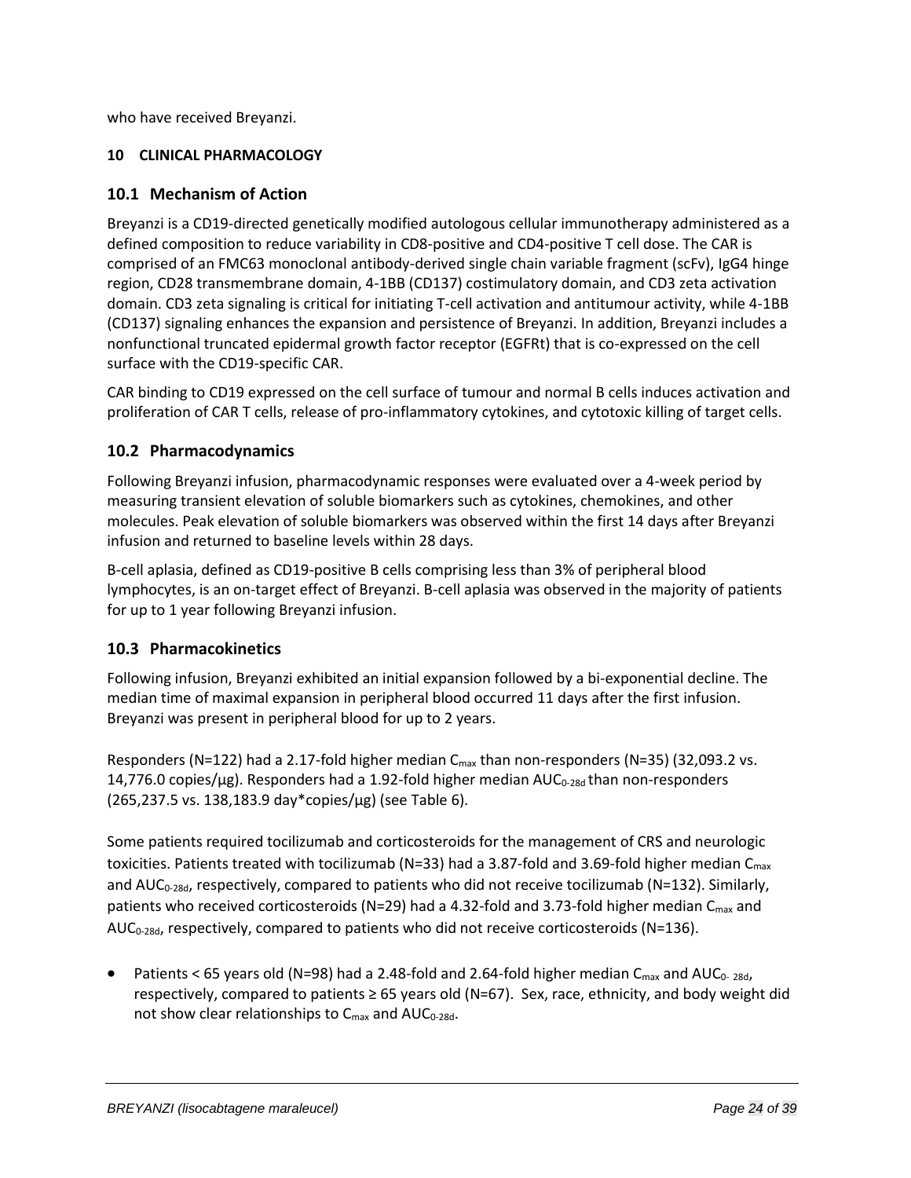who have received Breyanzi.

## 10 CLINICAL PHARMACOLOGY

### 10.1 Mechanism of Action

Breyanzi is a CD19-directed genetically modified autologous cellular immunotherapy administered as a defined composition to reduce variability in CD8-positive and CD4-positive T cell dose. The CAR is comprised of an FMC63 monoclonal antibody-derived single chain variable fragment (scFv), IgG4 hinge region, CD28 transmembrane domain, 4-1BB (CD137) costimulatory domain, and CD3 zeta activation domain. CD3 zeta signaling is critical for initiating T-cell activation and antitumour activity, while 4-1BB (CD137) signaling enhances the expansion and persistence of Breyanzi. In addition, Breyanzi includes a nonfunctional truncated epidermal growth factor receptor (EGFRt) that is co-expressed on the cell surface with the CD19-specific CAR.

CAR binding to CD19 expressed on the cell surface of tumour and normal B cells induces activation and proliferation of CAR T cells, release of pro-inflammatory cytokines, and cytotoxic killing of target cells.

### 10.2 Pharmacodynamics

Following Breyanzi infusion, pharmacodynamic responses were evaluated over a 4-week period by measuring transient elevation of soluble biomarkers such as cytokines, chemokines, and other molecules. Peak elevation of soluble biomarkers was observed within the first 14 days after Breyanzi infusion and returned to baseline levels within 28 days.

B-cell aplasia, defined as CD19-positive B cells comprising less than 3% of peripheral blood lymphocytes, is an on-target effect of Breyanzi. B-cell aplasia was observed in the majority of patients for up to 1 year following Breyanzi infusion.

### 10.3 Pharmacokinetics

Following infusion, Breyanzi exhibited an initial expansion followed by a bi-exponential decline. The median time of maximal expansion in peripheral blood occurred 11 days after the first infusion. Breyanzi was present in peripheral blood for up to 2 years.

Responders (N=122) had a 2.17-fold higher median $C_{max}$ than non-responders (N=35) (32,093.2 vs. 14,776.0 copies/µg). Responders had a 1.92-fold higher median $AUC_{0-28d}$ than non-responders (265,237.5 vs. 138,183.9 day*copies/µg) (see Table 6).

Some patients required tocilizumab and corticosteroids for the management of CRS and neurologic toxicities. Patients treated with tocilizumab (N=33) had a 3.87-fold and 3.69-fold higher median $C_{max}$ and $AUC_{0-28d}$, respectively, compared to patients who did not receive tocilizumab (N=132). Similarly, patients who received corticosteroids (N=29) had a 4.32-fold and 3.73-fold higher median $C_{max}$ and $AUC_{0-28d}$, respectively, compared to patients who did not receive corticosteroids (N=136).

- Patients < 65 years old (N=98) had a 2.48-fold and 2.64-fold higher median $C_{max}$ and $AUC_{0-28d}$, respectively, compared to patients ≥ 65 years old (N=67). Sex, race, ethnicity, and body weight did not show clear relationships to $C_{max}$ and $AUC_{0-28d}$.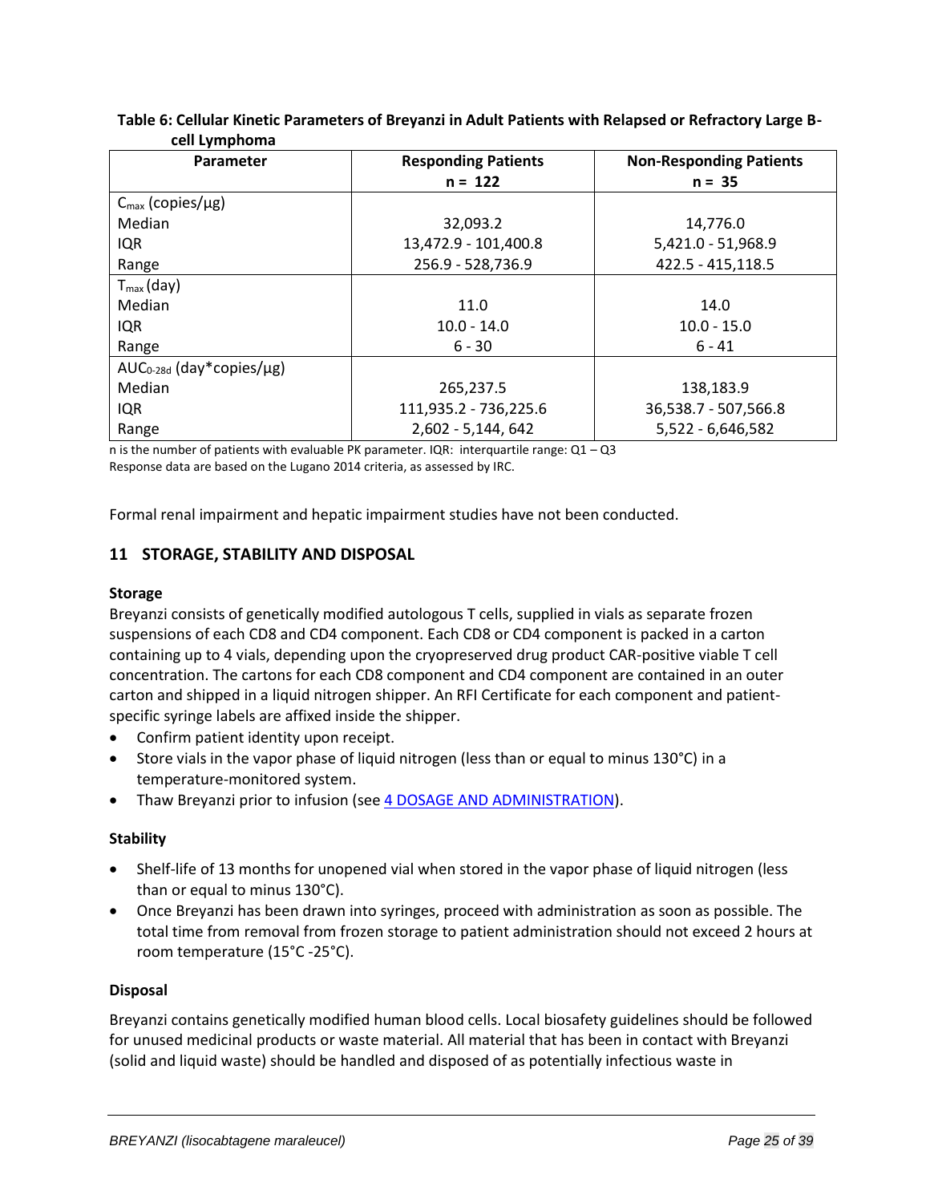**Table 6: Cellular Kinetic Parameters of Breyanzi in Adult Patients with Relapsed or Refractory Large B-cell Lymphoma**

| Parameter | Responding Patients n = 122 | Non-Responding Patients n = 35 |
|---|---|---|
| $C_{max}$ (copies/µg) | | |
| Median | 32,093.2 | 14,776.0 |
| IQR | 13,472.9 - 101,400.8 | 5,421.0 - 51,968.9 |
| Range | 256.9 - 528,736.9 | 422.5 - 415,118.5 |
| $T_{max}$ (day) | | |
| Median | 11.0 | 14.0 |
| IQR | 10.0 - 14.0 | 10.0 - 15.0 |
| Range | 6 - 30 | 6 - 41 |
| $AUC_{0\text{-}28d}$ (day*copies/µg) | | |
| Median | 265,237.5 | 138,183.9 |
| IQR | 111,935.2 - 736,225.6 | 36,538.7 - 507,566.8 |
| Range | 2,602 - 5,144, 642 | 5,522 - 6,646,582 |

n is the number of patients with evaluable PK parameter. IQR: interquartile range: Q1 – Q3
Response data are based on the Lugano 2014 criteria, as assessed by IRC.

Formal renal impairment and hepatic impairment studies have not been conducted.

## 11 STORAGE, STABILITY AND DISPOSAL

**Storage**

Breyanzi consists of genetically modified autologous T cells, supplied in vials as separate frozen suspensions of each CD8 and CD4 component. Each CD8 or CD4 component is packed in a carton containing up to 4 vials, depending upon the cryopreserved drug product CAR-positive viable T cell concentration. The cartons for each CD8 component and CD4 component are contained in an outer carton and shipped in a liquid nitrogen shipper. An RFI Certificate for each component and patient-specific syringe labels are affixed inside the shipper.

- Confirm patient identity upon receipt.
- Store vials in the vapor phase of liquid nitrogen (less than or equal to minus 130°C) in a temperature-monitored system.
- Thaw Breyanzi prior to infusion (see 4 DOSAGE AND ADMINISTRATION).

**Stability**

- Shelf-life of 13 months for unopened vial when stored in the vapor phase of liquid nitrogen (less than or equal to minus 130°C).
- Once Breyanzi has been drawn into syringes, proceed with administration as soon as possible. The total time from removal from frozen storage to patient administration should not exceed 2 hours at room temperature (15°C -25°C).

**Disposal**

Breyanzi contains genetically modified human blood cells. Local biosafety guidelines should be followed for unused medicinal products or waste material. All material that has been in contact with Breyanzi (solid and liquid waste) should be handled and disposed of as potentially infectious waste in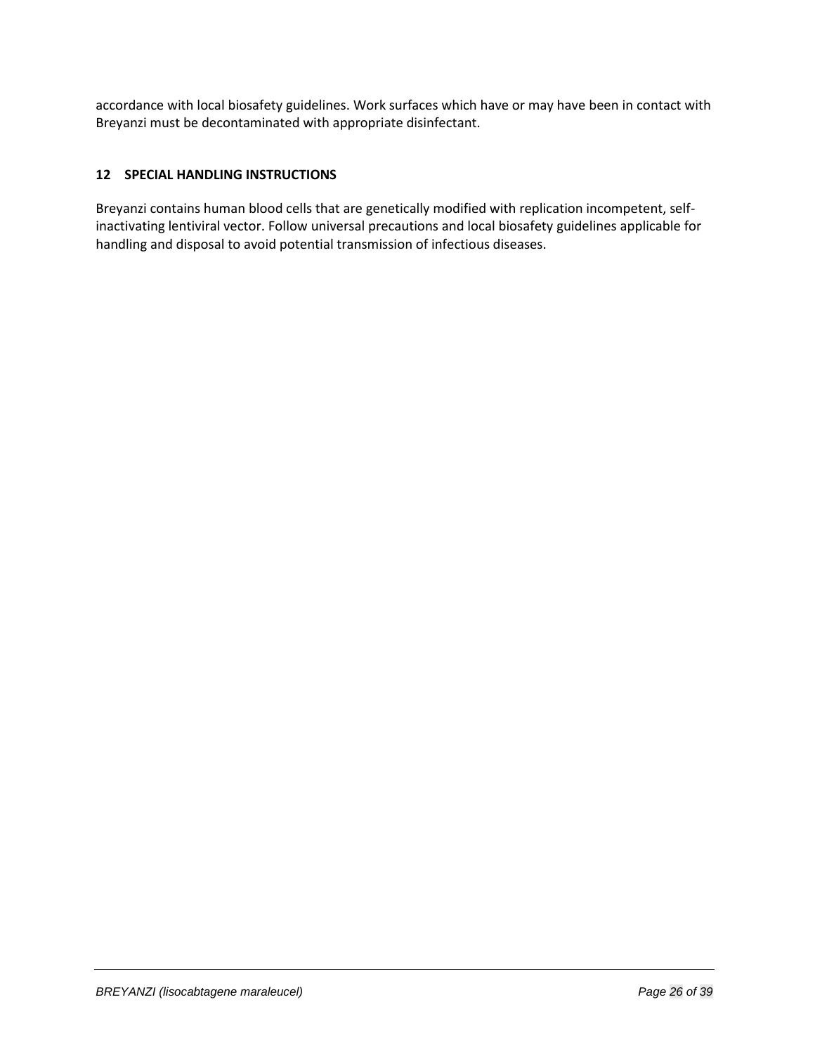accordance with local biosafety guidelines. Work surfaces which have or may have been in contact with Breyanzi must be decontaminated with appropriate disinfectant.

## 12 SPECIAL HANDLING INSTRUCTIONS

Breyanzi contains human blood cells that are genetically modified with replication incompetent, self-inactivating lentiviral vector. Follow universal precautions and local biosafety guidelines applicable for handling and disposal to avoid potential transmission of infectious diseases.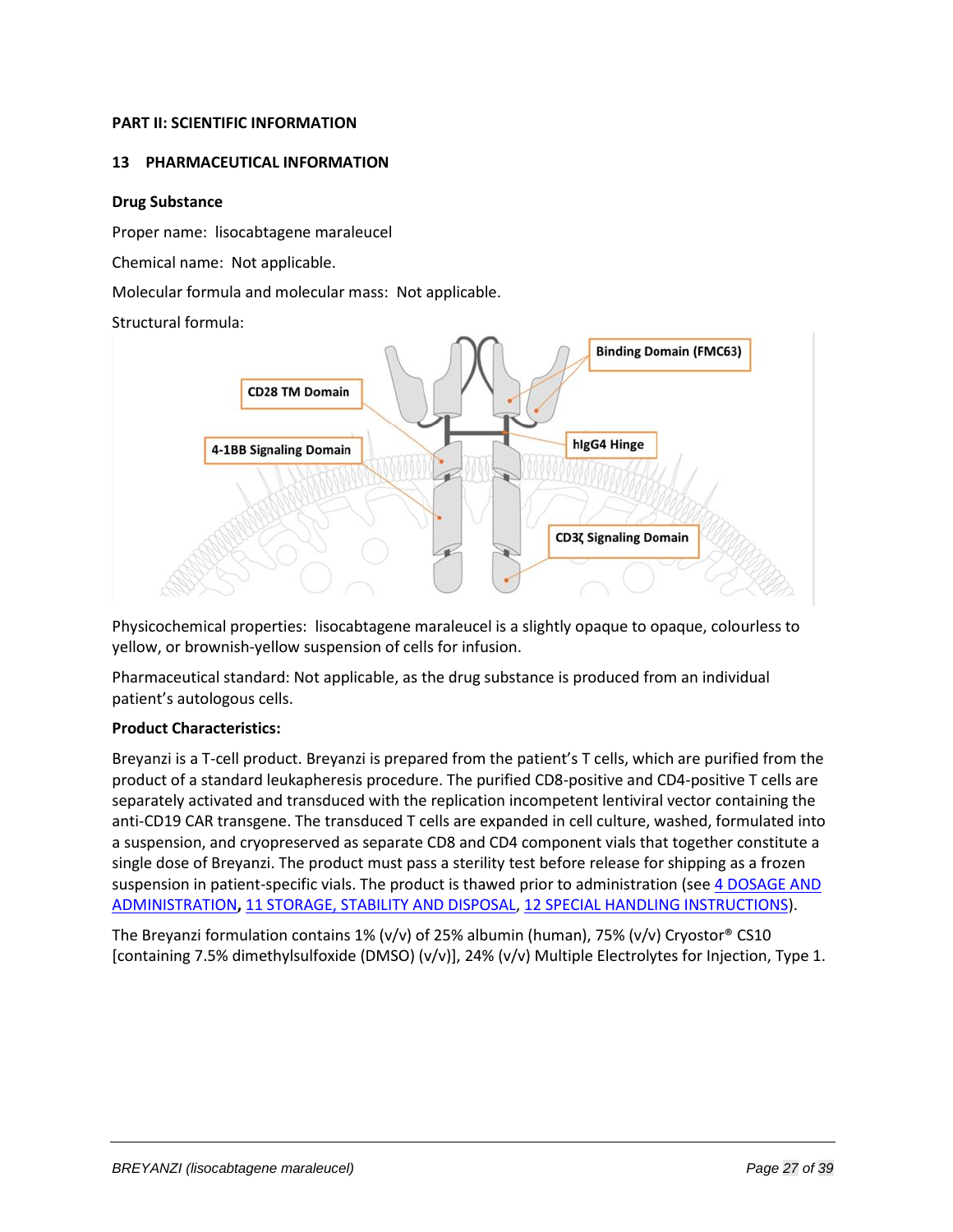# PART II: SCIENTIFIC INFORMATION

## 13 PHARMACEUTICAL INFORMATION

### Drug Substance

Proper name: lisocabtagene maraleucel

Chemical name: Not applicable.

Molecular formula and molecular mass: Not applicable.

Structural formula:

Physicochemical properties: lisocabtagene maraleucel is a slightly opaque to opaque, colourless to yellow, or brownish-yellow suspension of cells for infusion.

Pharmaceutical standard: Not applicable, as the drug substance is produced from an individual patient's autologous cells.

### Product Characteristics:

Breyanzi is a T-cell product. Breyanzi is prepared from the patient's T cells, which are purified from the product of a standard leukapheresis procedure. The purified CD8-positive and CD4-positive T cells are separately activated and transduced with the replication incompetent lentiviral vector containing the anti-CD19 CAR transgene. The transduced T cells are expanded in cell culture, washed, formulated into a suspension, and cryopreserved as separate CD8 and CD4 component vials that together constitute a single dose of Breyanzi. The product must pass a sterility test before release for shipping as a frozen suspension in patient-specific vials. The product is thawed prior to administration (see 4 DOSAGE AND ADMINISTRATION, 11 STORAGE, STABILITY AND DISPOSAL, 12 SPECIAL HANDLING INSTRUCTIONS).

The Breyanzi formulation contains 1% (v/v) of 25% albumin (human), 75% (v/v) Cryostor® CS10 [containing 7.5% dimethylsulfoxide (DMSO) (v/v)], 24% (v/v) Multiple Electrolytes for Injection, Type 1.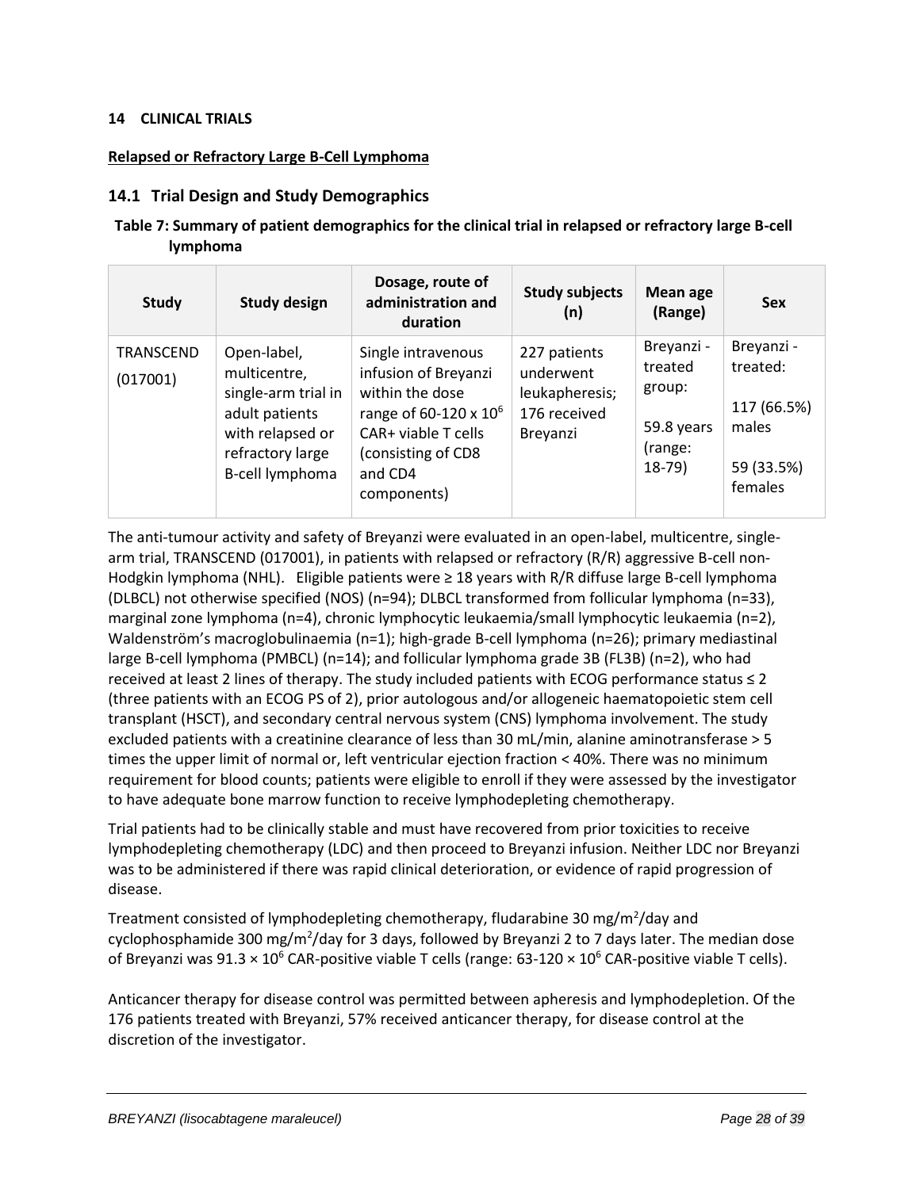## 14 CLINICAL TRIALS

**Relapsed or Refractory Large B-Cell Lymphoma**

### 14.1 Trial Design and Study Demographics

**Table 7: Summary of patient demographics for the clinical trial in relapsed or refractory large B-cell lymphoma**

| Study | Study design | Dosage, route of administration and duration | Study subjects (n) | Mean age (Range) | Sex |
|---|---|---|---|---|---|
| TRANSCEND (017001) | Open-label, multicentre, single-arm trial in adult patients with relapsed or refractory large B-cell lymphoma | Single intravenous infusion of Breyanzi within the dose range of 60-120 x $10^6$ CAR+ viable T cells (consisting of CD8 and CD4 components) | 227 patients underwent leukapheresis; 176 received Breyanzi | Breyanzi - treated group: 59.8 years (range: 18-79) | Breyanzi - treated: 117 (66.5%) males 59 (33.5%) females |

The anti-tumour activity and safety of Breyanzi were evaluated in an open-label, multicentre, single-arm trial, TRANSCEND (017001), in patients with relapsed or refractory (R/R) aggressive B-cell non-Hodgkin lymphoma (NHL). Eligible patients were ≥ 18 years with R/R diffuse large B-cell lymphoma (DLBCL) not otherwise specified (NOS) (n=94); DLBCL transformed from follicular lymphoma (n=33), marginal zone lymphoma (n=4), chronic lymphocytic leukaemia/small lymphocytic leukaemia (n=2), Waldenström's macroglobulinaemia (n=1); high-grade B-cell lymphoma (n=26); primary mediastinal large B-cell lymphoma (PMBCL) (n=14); and follicular lymphoma grade 3B (FL3B) (n=2), who had received at least 2 lines of therapy. The study included patients with ECOG performance status ≤ 2 (three patients with an ECOG PS of 2), prior autologous and/or allogeneic haematopoietic stem cell transplant (HSCT), and secondary central nervous system (CNS) lymphoma involvement. The study excluded patients with a creatinine clearance of less than 30 mL/min, alanine aminotransferase > 5 times the upper limit of normal or, left ventricular ejection fraction < 40%. There was no minimum requirement for blood counts; patients were eligible to enroll if they were assessed by the investigator to have adequate bone marrow function to receive lymphodepleting chemotherapy.

Trial patients had to be clinically stable and must have recovered from prior toxicities to receive lymphodepleting chemotherapy (LDC) and then proceed to Breyanzi infusion. Neither LDC nor Breyanzi was to be administered if there was rapid clinical deterioration, or evidence of rapid progression of disease.

Treatment consisted of lymphodepleting chemotherapy, fludarabine 30 mg/m$^2$/day and cyclophosphamide 300 mg/m$^2$/day for 3 days, followed by Breyanzi 2 to 7 days later. The median dose of Breyanzi was 91.3 × $10^6$ CAR-positive viable T cells (range: 63-120 × $10^6$ CAR-positive viable T cells).

Anticancer therapy for disease control was permitted between apheresis and lymphodepletion. Of the 176 patients treated with Breyanzi, 57% received anticancer therapy, for disease control at the discretion of the investigator.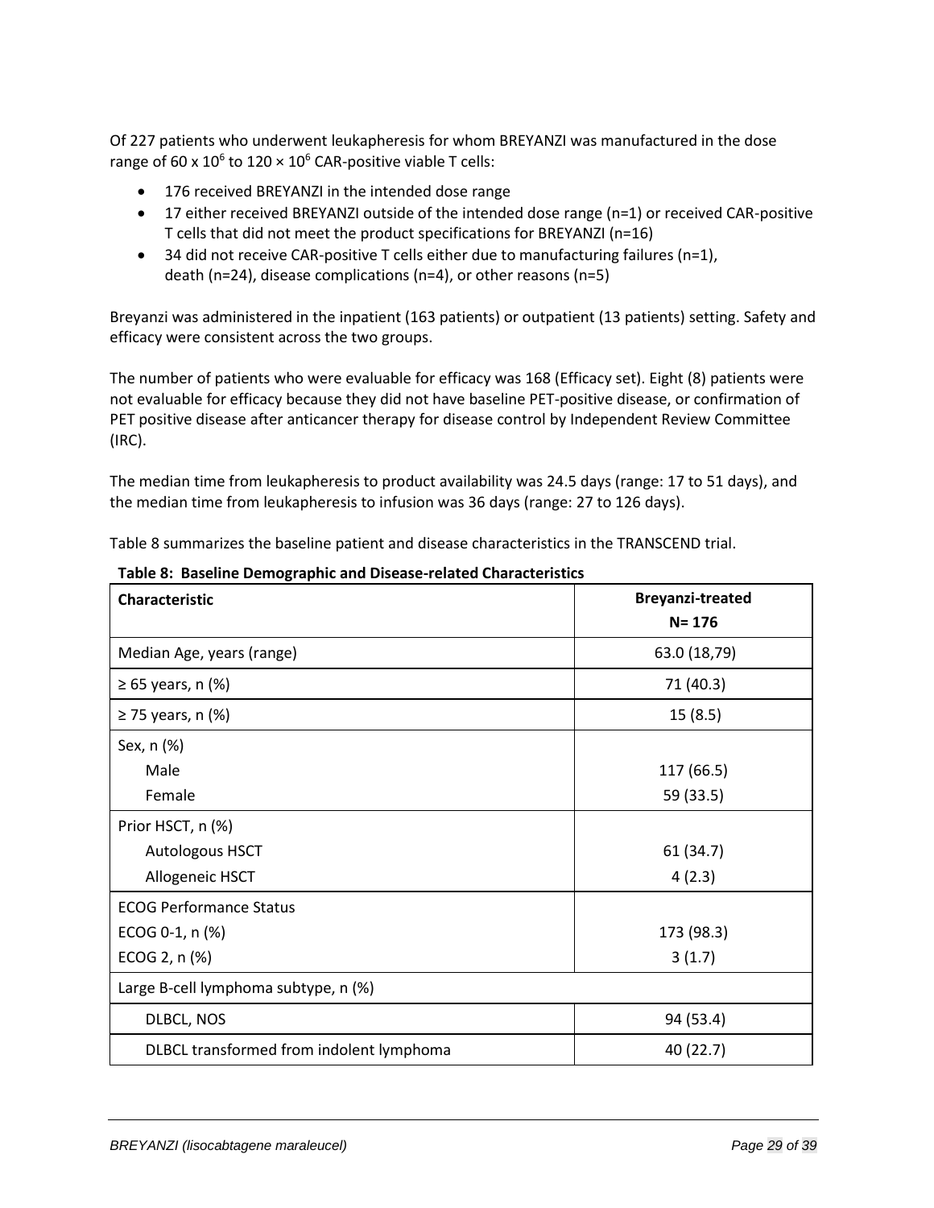Of 227 patients who underwent leukapheresis for whom BREYANZI was manufactured in the dose range of 60 x $10^6$ to 120 × $10^6$ CAR-positive viable T cells:

- 176 received BREYANZI in the intended dose range
- 17 either received BREYANZI outside of the intended dose range (n=1) or received CAR-positive T cells that did not meet the product specifications for BREYANZI (n=16)
- 34 did not receive CAR-positive T cells either due to manufacturing failures (n=1), death (n=24), disease complications (n=4), or other reasons (n=5)

Breyanzi was administered in the inpatient (163 patients) or outpatient (13 patients) setting. Safety and efficacy were consistent across the two groups.

The number of patients who were evaluable for efficacy was 168 (Efficacy set). Eight (8) patients were not evaluable for efficacy because they did not have baseline PET-positive disease, or confirmation of PET positive disease after anticancer therapy for disease control by Independent Review Committee (IRC).

The median time from leukapheresis to product availability was 24.5 days (range: 17 to 51 days), and the median time from leukapheresis to infusion was 36 days (range: 27 to 126 days).

Table 8 summarizes the baseline patient and disease characteristics in the TRANSCEND trial.

**Table 8: Baseline Demographic and Disease-related Characteristics**

| Characteristic | Breyanzi-treated N= 176 |
|---|---|
| Median Age, years (range) | 63.0 (18,79) |
| ≥ 65 years, n (%) | 71 (40.3) |
| ≥ 75 years, n (%) | 15 (8.5) |
| Sex, n (%) | |
| Male | 117 (66.5) |
| Female | 59 (33.5) |
| Prior HSCT, n (%) | |
| Autologous HSCT | 61 (34.7) |
| Allogeneic HSCT | 4 (2.3) |
| ECOG Performance Status | |
| ECOG 0-1, n (%) | 173 (98.3) |
| ECOG 2, n (%) | 3 (1.7) |
| Large B-cell lymphoma subtype, n (%) | |
| DLBCL, NOS | 94 (53.4) |
| DLBCL transformed from indolent lymphoma | 40 (22.7) |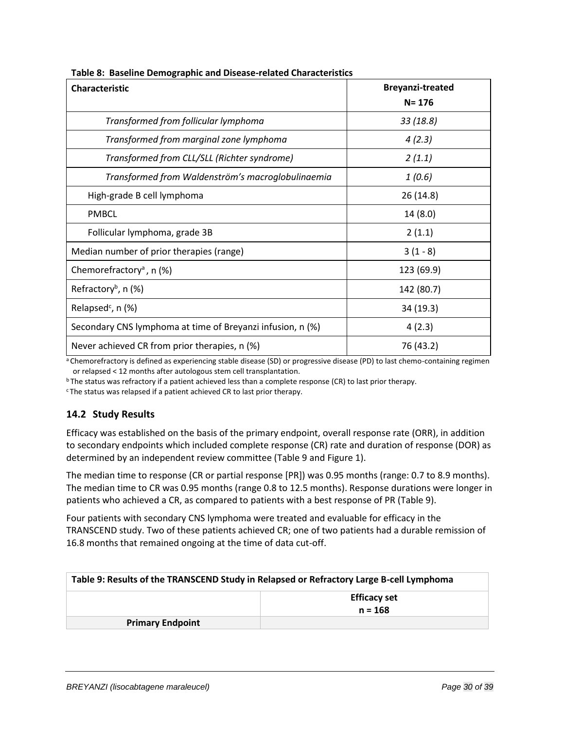**Table 8: Baseline Demographic and Disease-related Characteristics**

| Characteristic | Breyanzi-treated N= 176 |
|---|---|
| *Transformed from follicular lymphoma* | *33 (18.8)* |
| *Transformed from marginal zone lymphoma* | *4 (2.3)* |
| *Transformed from CLL/SLL (Richter syndrome)* | *2 (1.1)* |
| *Transformed from Waldenström's macroglobulinaemia* | *1 (0.6)* |
| High-grade B cell lymphoma | 26 (14.8) |
| PMBCL | 14 (8.0) |
| Follicular lymphoma, grade 3B | 2 (1.1) |
| Median number of prior therapies (range) | 3 (1 - 8) |
| Chemorefractory[a], n (%) | 123 (69.9) |
| Refractory[b], n (%) | 142 (80.7) |
| Relapsed[c], n (%) | 34 (19.3) |
| Secondary CNS lymphoma at time of Breyanzi infusion, n (%) | 4 (2.3) |
| Never achieved CR from prior therapies, n (%) | 76 (43.2) |

[a] Chemorefractory is defined as experiencing stable disease (SD) or progressive disease (PD) to last chemo-containing regimen or relapsed < 12 months after autologous stem cell transplantation.

[b] The status was refractory if a patient achieved less than a complete response (CR) to last prior therapy.

[c] The status was relapsed if a patient achieved CR to last prior therapy.

## 14.2 Study Results

Efficacy was established on the basis of the primary endpoint, overall response rate (ORR), in addition to secondary endpoints which included complete response (CR) rate and duration of response (DOR) as determined by an independent review committee (Table 9 and Figure 1).

The median time to response (CR or partial response [PR]) was 0.95 months (range: 0.7 to 8.9 months). The median time to CR was 0.95 months (range 0.8 to 12.5 months). Response durations were longer in patients who achieved a CR, as compared to patients with a best response of PR (Table 9).

Four patients with secondary CNS lymphoma were treated and evaluable for efficacy in the TRANSCEND study. Two of these patients achieved CR; one of two patients had a durable remission of 16.8 months that remained ongoing at the time of data cut-off.

**Table 9: Results of the TRANSCEND Study in Relapsed or Refractory Large B-cell Lymphoma**

| | Efficacy set n = 168 |
|---|---|
| **Primary Endpoint** | |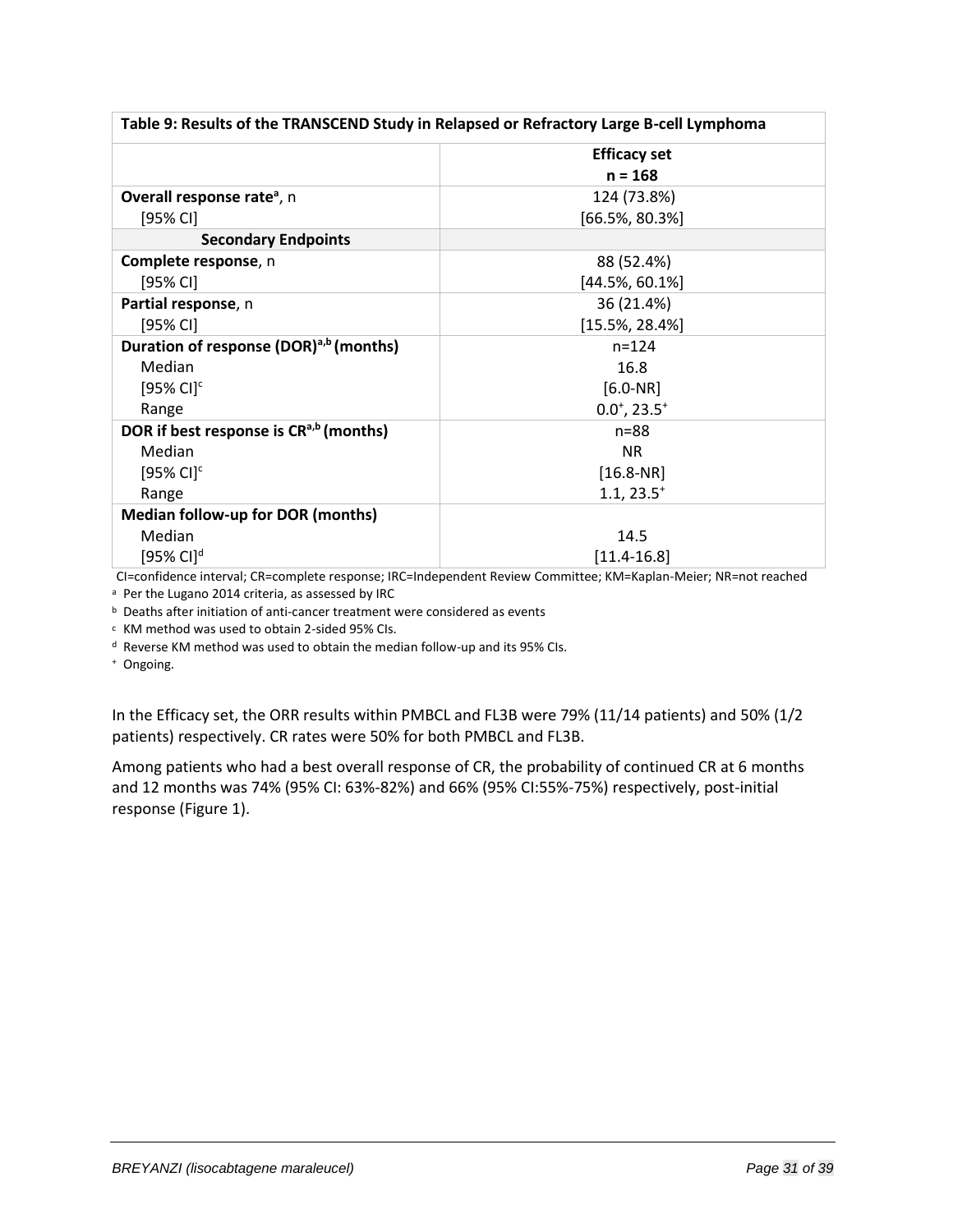| Table 9: Results of the TRANSCEND Study in Relapsed or Refractory Large B-cell Lymphoma | |
|---|---|
| | **Efficacy set** **n = 168** |
| **Overall response rate**[a], n | 124 (73.8%) |
| [95% CI] | [66.5%, 80.3%] |
| **Secondary Endpoints** | |
| **Complete response**, n | 88 (52.4%) |
| [95% CI] | [44.5%, 60.1%] |
| **Partial response**, n | 36 (21.4%) |
| [95% CI] | [15.5%, 28.4%] |
| **Duration of response (DOR)**[a,b] **(months)** | n=124 |
| Median | 16.8 |
| [95% CI][c] | [6.0-NR] |
| Range | $0.0^{+}$, $23.5^{+}$ |
| **DOR if best response is CR**[a,b] **(months)** | n=88 |
| Median | NR |
| [95% CI][c] | [16.8-NR] |
| Range | 1.1, $23.5^{+}$ |
| **Median follow-up for DOR (months)** | |
| Median | 14.5 |
| [95% CI][d] | [11.4-16.8] |

CI=confidence interval; CR=complete response; IRC=Independent Review Committee; KM=Kaplan-Meier; NR=not reached

[a] Per the Lugano 2014 criteria, as assessed by IRC

[b] Deaths after initiation of anti-cancer treatment were considered as events

[c] KM method was used to obtain 2-sided 95% CIs.

[d] Reverse KM method was used to obtain the median follow-up and its 95% CIs.

$^{+}$ Ongoing.

In the Efficacy set, the ORR results within PMBCL and FL3B were 79% (11/14 patients) and 50% (1/2 patients) respectively. CR rates were 50% for both PMBCL and FL3B.

Among patients who had a best overall response of CR, the probability of continued CR at 6 months and 12 months was 74% (95% CI: 63%-82%) and 66% (95% CI:55%-75%) respectively, post-initial response (Figure 1).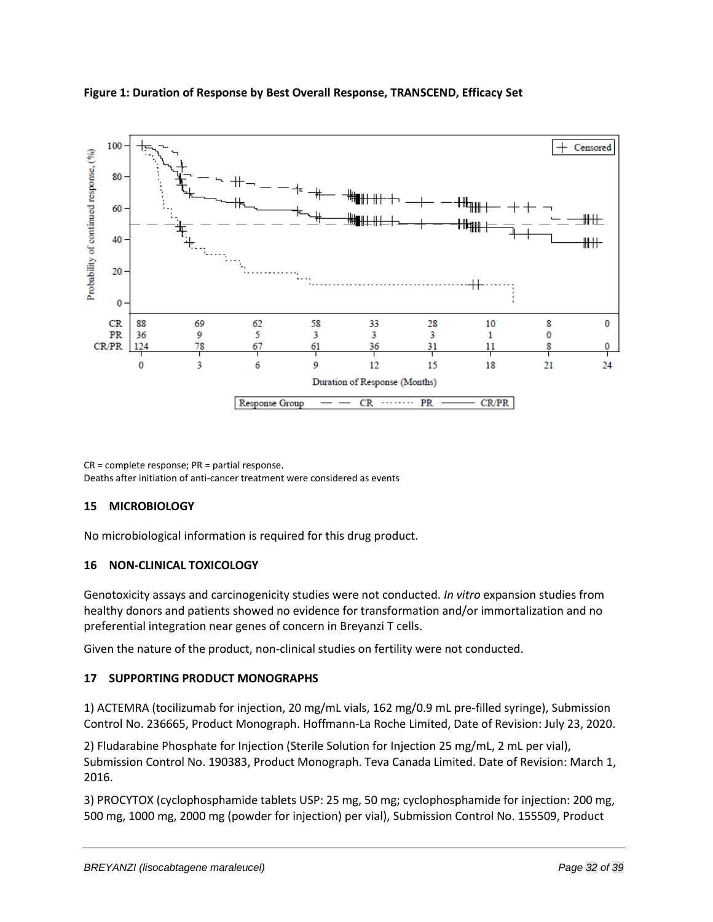**Figure 1: Duration of Response by Best Overall Response, TRANSCEND, Efficacy Set**

| Duration of Response (Months) | 0 | 3 | 6 | 9 | 12 | 15 | 18 | 21 | 24 |
|---|---|---|---|---|---|---|---|---|---|
| CR | 88 | 69 | 62 | 58 | 33 | 28 | 10 | 8 | 0 |
| PR | 36 | 9 | 5 | 3 | 3 | 3 | 1 | 0 | |
| CR/PR | 124 | 78 | 67 | 61 | 36 | 31 | 11 | 8 | 0 |

CR = complete response; PR = partial response.
Deaths after initiation of anti-cancer treatment were considered as events

## 15 MICROBIOLOGY

No microbiological information is required for this drug product.

## 16 NON-CLINICAL TOXICOLOGY

Genotoxicity assays and carcinogenicity studies were not conducted. *In vitro* expansion studies from healthy donors and patients showed no evidence for transformation and/or immortalization and no preferential integration near genes of concern in Breyanzi T cells.

Given the nature of the product, non-clinical studies on fertility were not conducted.

## 17 SUPPORTING PRODUCT MONOGRAPHS

1) ACTEMRA (tocilizumab for injection, 20 mg/mL vials, 162 mg/0.9 mL pre-filled syringe), Submission Control No. 236665, Product Monograph. Hoffmann-La Roche Limited, Date of Revision: July 23, 2020.

2) Fludarabine Phosphate for Injection (Sterile Solution for Injection 25 mg/mL, 2 mL per vial), Submission Control No. 190383, Product Monograph. Teva Canada Limited. Date of Revision: March 1, 2016.

3) PROCYTOX (cyclophosphamide tablets USP: 25 mg, 50 mg; cyclophosphamide for injection: 200 mg, 500 mg, 1000 mg, 2000 mg (powder for injection) per vial), Submission Control No. 155509, Product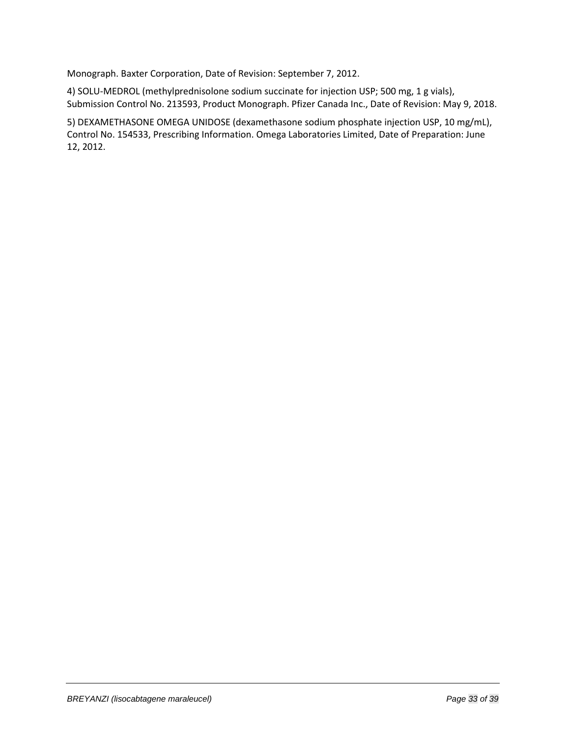Monograph. Baxter Corporation, Date of Revision: September 7, 2012.

4) SOLU-MEDROL (methylprednisolone sodium succinate for injection USP; 500 mg, 1 g vials), Submission Control No. 213593, Product Monograph. Pfizer Canada Inc., Date of Revision: May 9, 2018.

5) DEXAMETHASONE OMEGA UNIDOSE (dexamethasone sodium phosphate injection USP, 10 mg/mL), Control No. 154533, Prescribing Information. Omega Laboratories Limited, Date of Preparation: June 12, 2012.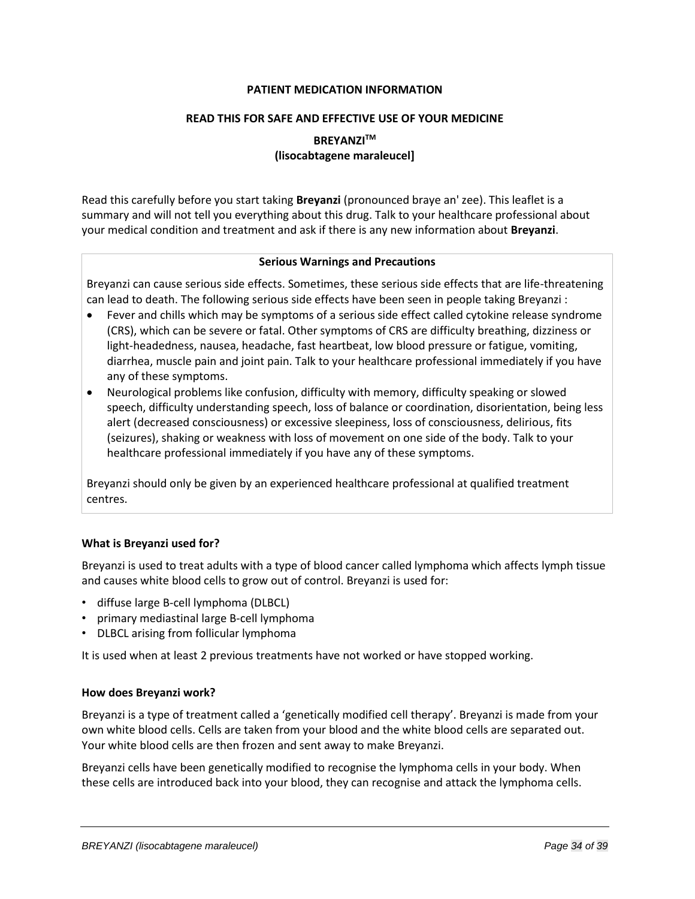**PATIENT MEDICATION INFORMATION**

**READ THIS FOR SAFE AND EFFECTIVE USE OF YOUR MEDICINE**

**BREYANZI™**
**(lisocabtagene maraleucel]**

Read this carefully before you start taking **Breyanzi** (pronounced braye an' zee). This leaflet is a summary and will not tell you everything about this drug. Talk to your healthcare professional about your medical condition and treatment and ask if there is any new information about **Breyanzi**.

**Serious Warnings and Precautions**

Breyanzi can cause serious side effects. Sometimes, these serious side effects that are life-threatening can lead to death. The following serious side effects have been seen in people taking Breyanzi :

- Fever and chills which may be symptoms of a serious side effect called cytokine release syndrome (CRS), which can be severe or fatal. Other symptoms of CRS are difficulty breathing, dizziness or light-headedness, nausea, headache, fast heartbeat, low blood pressure or fatigue, vomiting, diarrhea, muscle pain and joint pain. Talk to your healthcare professional immediately if you have any of these symptoms.
- Neurological problems like confusion, difficulty with memory, difficulty speaking or slowed speech, difficulty understanding speech, loss of balance or coordination, disorientation, being less alert (decreased consciousness) or excessive sleepiness, loss of consciousness, delirious, fits (seizures), shaking or weakness with loss of movement on one side of the body. Talk to your healthcare professional immediately if you have any of these symptoms.

Breyanzi should only be given by an experienced healthcare professional at qualified treatment centres.

**What is Breyanzi used for?**

Breyanzi is used to treat adults with a type of blood cancer called lymphoma which affects lymph tissue and causes white blood cells to grow out of control. Breyanzi is used for:

- diffuse large B-cell lymphoma (DLBCL)
- primary mediastinal large B-cell lymphoma
- DLBCL arising from follicular lymphoma

It is used when at least 2 previous treatments have not worked or have stopped working.

**How does Breyanzi work?**

Breyanzi is a type of treatment called a 'genetically modified cell therapy'. Breyanzi is made from your own white blood cells. Cells are taken from your blood and the white blood cells are separated out. Your white blood cells are then frozen and sent away to make Breyanzi.

Breyanzi cells have been genetically modified to recognise the lymphoma cells in your body. When these cells are introduced back into your blood, they can recognise and attack the lymphoma cells.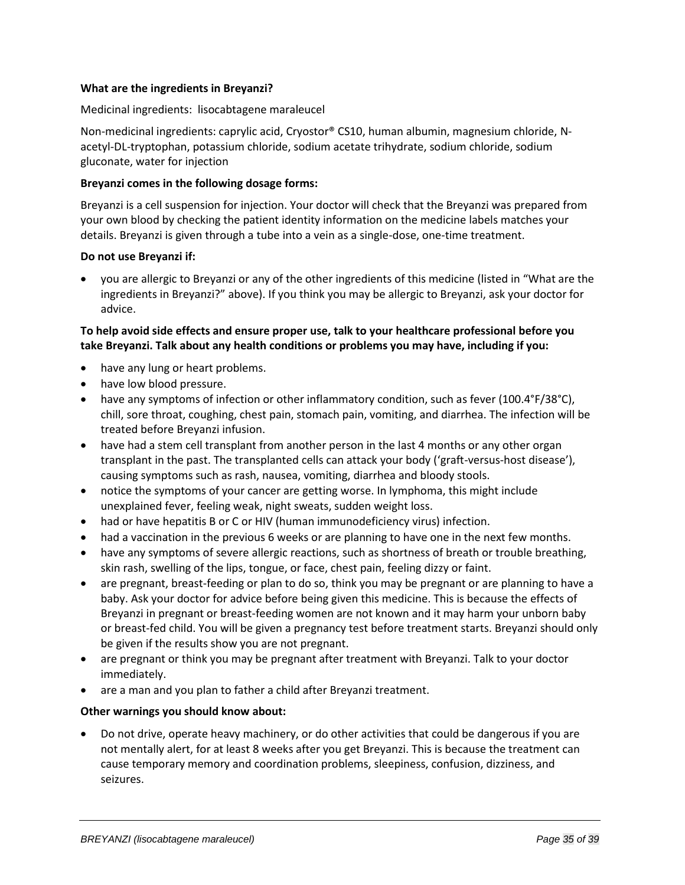**What are the ingredients in Breyanzi?**

Medicinal ingredients: lisocabtagene maraleucel

Non-medicinal ingredients: caprylic acid, Cryostor® CS10, human albumin, magnesium chloride, N-acetyl-DL-tryptophan, potassium chloride, sodium acetate trihydrate, sodium chloride, sodium gluconate, water for injection

**Breyanzi comes in the following dosage forms:**

Breyanzi is a cell suspension for injection. Your doctor will check that the Breyanzi was prepared from your own blood by checking the patient identity information on the medicine labels matches your details. Breyanzi is given through a tube into a vein as a single-dose, one-time treatment.

**Do not use Breyanzi if:**

- you are allergic to Breyanzi or any of the other ingredients of this medicine (listed in "What are the ingredients in Breyanzi?" above). If you think you may be allergic to Breyanzi, ask your doctor for advice.

**To help avoid side effects and ensure proper use, talk to your healthcare professional before you take Breyanzi. Talk about any health conditions or problems you may have, including if you:**

- have any lung or heart problems.
- have low blood pressure.
- have any symptoms of infection or other inflammatory condition, such as fever (100.4°F/38°C), chill, sore throat, coughing, chest pain, stomach pain, vomiting, and diarrhea. The infection will be treated before Breyanzi infusion.
- have had a stem cell transplant from another person in the last 4 months or any other organ transplant in the past. The transplanted cells can attack your body ('graft-versus-host disease'), causing symptoms such as rash, nausea, vomiting, diarrhea and bloody stools.
- notice the symptoms of your cancer are getting worse. In lymphoma, this might include unexplained fever, feeling weak, night sweats, sudden weight loss.
- had or have hepatitis B or C or HIV (human immunodeficiency virus) infection.
- had a vaccination in the previous 6 weeks or are planning to have one in the next few months.
- have any symptoms of severe allergic reactions, such as shortness of breath or trouble breathing, skin rash, swelling of the lips, tongue, or face, chest pain, feeling dizzy or faint.
- are pregnant, breast-feeding or plan to do so, think you may be pregnant or are planning to have a baby. Ask your doctor for advice before being given this medicine. This is because the effects of Breyanzi in pregnant or breast-feeding women are not known and it may harm your unborn baby or breast-fed child. You will be given a pregnancy test before treatment starts. Breyanzi should only be given if the results show you are not pregnant.
- are pregnant or think you may be pregnant after treatment with Breyanzi. Talk to your doctor immediately.
- are a man and you plan to father a child after Breyanzi treatment.

**Other warnings you should know about:**

- Do not drive, operate heavy machinery, or do other activities that could be dangerous if you are not mentally alert, for at least 8 weeks after you get Breyanzi. This is because the treatment can cause temporary memory and coordination problems, sleepiness, confusion, dizziness, and seizures.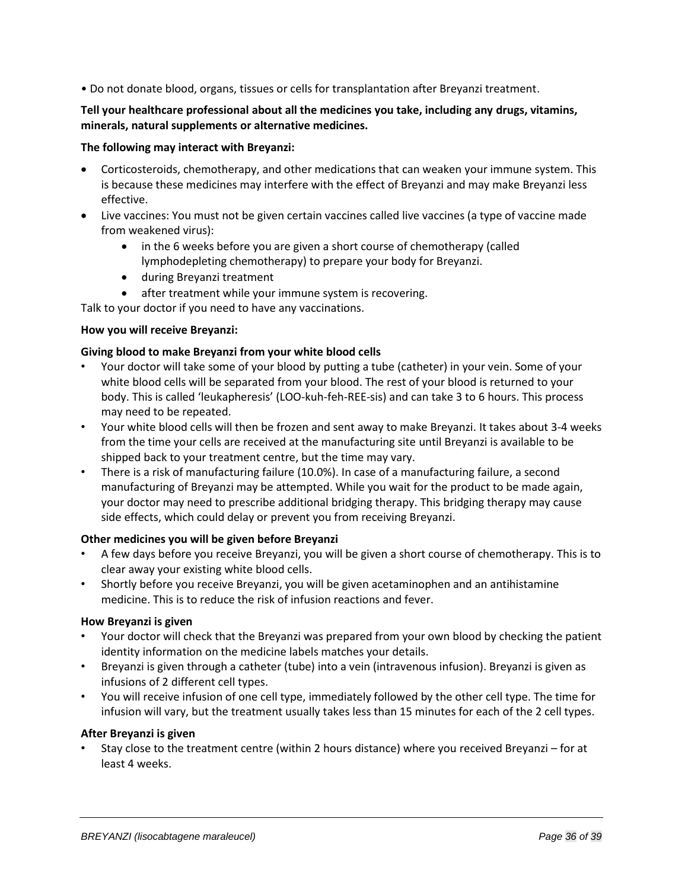- Do not donate blood, organs, tissues or cells for transplantation after Breyanzi treatment.

**Tell your healthcare professional about all the medicines you take, including any drugs, vitamins, minerals, natural supplements or alternative medicines.**

**The following may interact with Breyanzi:**

- Corticosteroids, chemotherapy, and other medications that can weaken your immune system. This is because these medicines may interfere with the effect of Breyanzi and may make Breyanzi less effective.
- Live vaccines: You must not be given certain vaccines called live vaccines (a type of vaccine made from weakened virus):
  - in the 6 weeks before you are given a short course of chemotherapy (called lymphodepleting chemotherapy) to prepare your body for Breyanzi.
  - during Breyanzi treatment
  - after treatment while your immune system is recovering.

Talk to your doctor if you need to have any vaccinations.

**How you will receive Breyanzi:**

**Giving blood to make Breyanzi from your white blood cells**

- Your doctor will take some of your blood by putting a tube (catheter) in your vein. Some of your white blood cells will be separated from your blood. The rest of your blood is returned to your body. This is called 'leukapheresis' (LOO-kuh-feh-REE-sis) and can take 3 to 6 hours. This process may need to be repeated.
- Your white blood cells will then be frozen and sent away to make Breyanzi. It takes about 3-4 weeks from the time your cells are received at the manufacturing site until Breyanzi is available to be shipped back to your treatment centre, but the time may vary.
- There is a risk of manufacturing failure (10.0%). In case of a manufacturing failure, a second manufacturing of Breyanzi may be attempted. While you wait for the product to be made again, your doctor may need to prescribe additional bridging therapy. This bridging therapy may cause side effects, which could delay or prevent you from receiving Breyanzi.

**Other medicines you will be given before Breyanzi**

- A few days before you receive Breyanzi, you will be given a short course of chemotherapy. This is to clear away your existing white blood cells.
- Shortly before you receive Breyanzi, you will be given acetaminophen and an antihistamine medicine. This is to reduce the risk of infusion reactions and fever.

**How Breyanzi is given**

- Your doctor will check that the Breyanzi was prepared from your own blood by checking the patient identity information on the medicine labels matches your details.
- Breyanzi is given through a catheter (tube) into a vein (intravenous infusion). Breyanzi is given as infusions of 2 different cell types.
- You will receive infusion of one cell type, immediately followed by the other cell type. The time for infusion will vary, but the treatment usually takes less than 15 minutes for each of the 2 cell types.

**After Breyanzi is given**

- Stay close to the treatment centre (within 2 hours distance) where you received Breyanzi – for at least 4 weeks.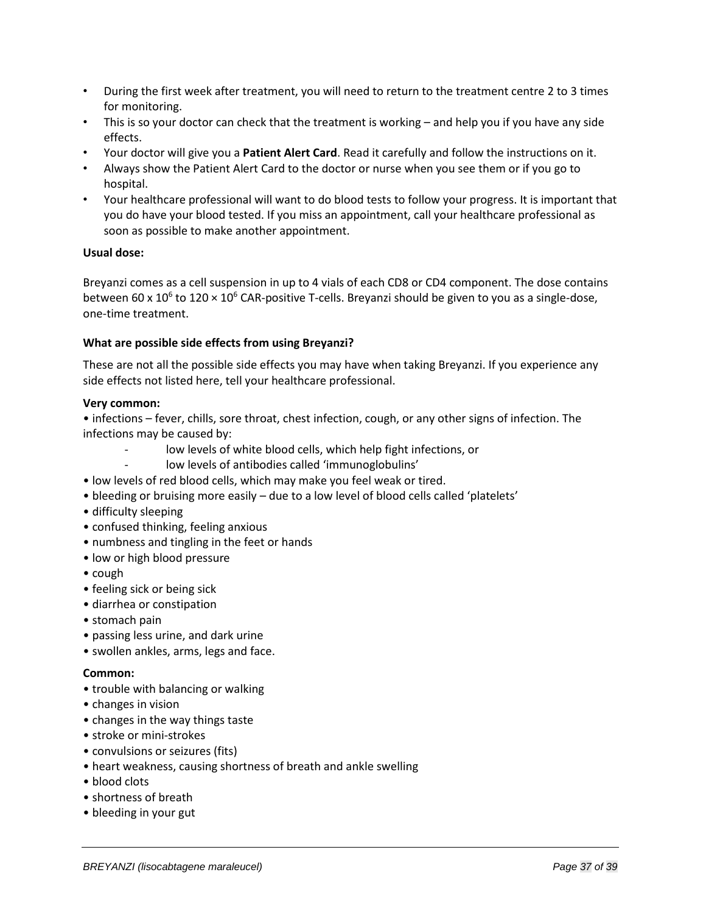- During the first week after treatment, you will need to return to the treatment centre 2 to 3 times for monitoring.
- This is so your doctor can check that the treatment is working – and help you if you have any side effects.
- Your doctor will give you a **Patient Alert Card**. Read it carefully and follow the instructions on it.
- Always show the Patient Alert Card to the doctor or nurse when you see them or if you go to hospital.
- Your healthcare professional will want to do blood tests to follow your progress. It is important that you do have your blood tested. If you miss an appointment, call your healthcare professional as soon as possible to make another appointment.

**Usual dose:**

Breyanzi comes as a cell suspension in up to 4 vials of each CD8 or CD4 component. The dose contains between $60 \times 10^6$ to $120 \times 10^6$ CAR-positive T-cells. Breyanzi should be given to you as a single-dose, one-time treatment.

**What are possible side effects from using Breyanzi?**

These are not all the possible side effects you may have when taking Breyanzi. If you experience any side effects not listed here, tell your healthcare professional.

**Very common:**

- infections – fever, chills, sore throat, chest infection, cough, or any other signs of infection. The infections may be caused by:
  - low levels of white blood cells, which help fight infections, or
  - low levels of antibodies called 'immunoglobulins'
- low levels of red blood cells, which may make you feel weak or tired.
- bleeding or bruising more easily – due to a low level of blood cells called 'platelets'
- difficulty sleeping
- confused thinking, feeling anxious
- numbness and tingling in the feet or hands
- low or high blood pressure
- cough
- feeling sick or being sick
- diarrhea or constipation
- stomach pain
- passing less urine, and dark urine
- swollen ankles, arms, legs and face.

**Common:**

- trouble with balancing or walking
- changes in vision
- changes in the way things taste
- stroke or mini-strokes
- convulsions or seizures (fits)
- heart weakness, causing shortness of breath and ankle swelling
- blood clots
- shortness of breath
- bleeding in your gut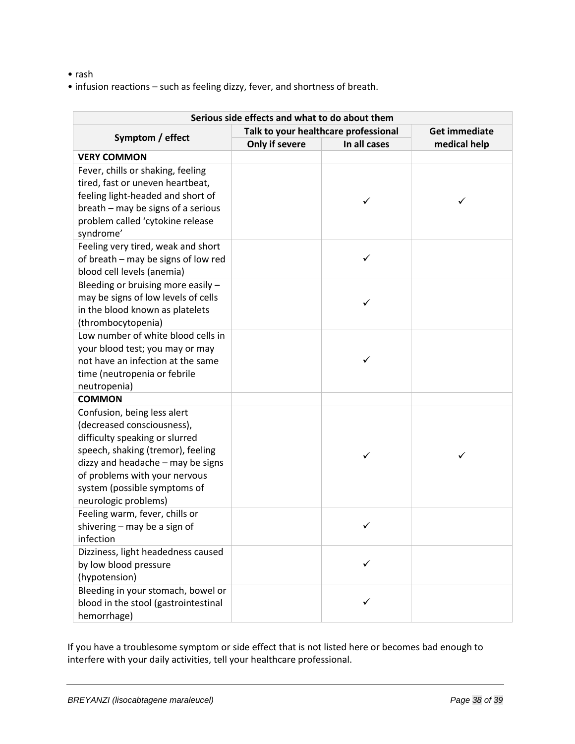- rash
- infusion reactions – such as feeling dizzy, fever, and shortness of breath.

| Serious side effects and what to do about them | | | |
|---|---|---|---|
| Symptom / effect | Talk to your healthcare professional | | Get immediate medical help |
| | Only if severe | In all cases | |
| **VERY COMMON** | | | |
| Fever, chills or shaking, feeling tired, fast or uneven heartbeat, feeling light-headed and short of breath – may be signs of a serious problem called 'cytokine release syndrome' | | ✓ | ✓ |
| Feeling very tired, weak and short of breath – may be signs of low red blood cell levels (anemia) | | ✓ | |
| Bleeding or bruising more easily – may be signs of low levels of cells in the blood known as platelets (thrombocytopenia) | | ✓ | |
| Low number of white blood cells in your blood test; you may or may not have an infection at the same time (neutropenia or febrile neutropenia) | | ✓ | |
| **COMMON** | | | |
| Confusion, being less alert (decreased consciousness), difficulty speaking or slurred speech, shaking (tremor), feeling dizzy and headache – may be signs of problems with your nervous system (possible symptoms of neurologic problems) | | ✓ | ✓ |
| Feeling warm, fever, chills or shivering – may be a sign of infection | | ✓ | |
| Dizziness, light headedness caused by low blood pressure (hypotension) | | ✓ | |
| Bleeding in your stomach, bowel or blood in the stool (gastrointestinal hemorrhage) | | ✓ | |

If you have a troublesome symptom or side effect that is not listed here or becomes bad enough to interfere with your daily activities, tell your healthcare professional.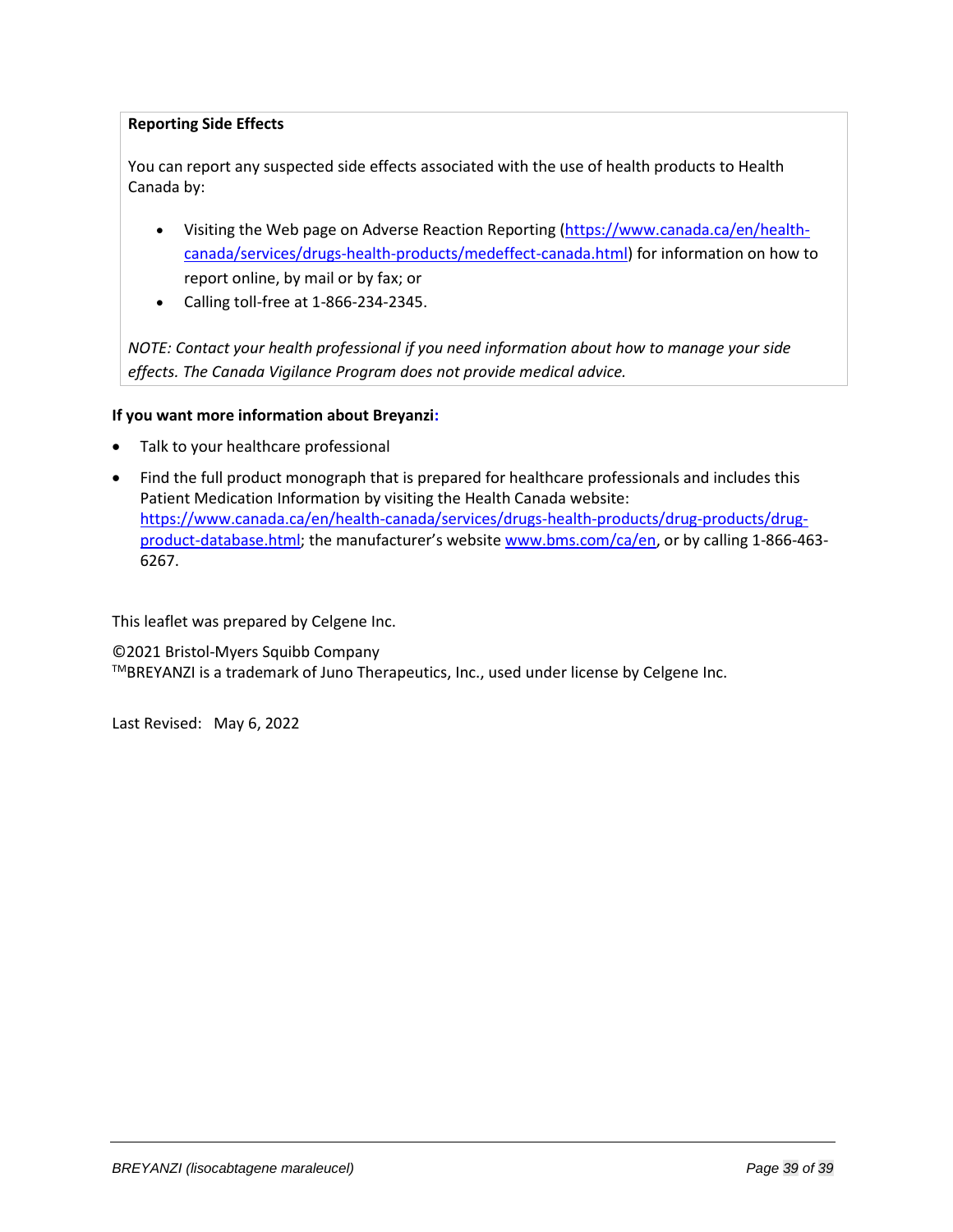**Reporting Side Effects**

You can report any suspected side effects associated with the use of health products to Health Canada by:

- Visiting the Web page on Adverse Reaction Reporting (https://www.canada.ca/en/health-canada/services/drugs-health-products/medeffect-canada.html) for information on how to report online, by mail or by fax; or
- Calling toll-free at 1-866-234-2345.

*NOTE: Contact your health professional if you need information about how to manage your side effects. The Canada Vigilance Program does not provide medical advice.*

**If you want more information about Breyanzi:**

- Talk to your healthcare professional
- Find the full product monograph that is prepared for healthcare professionals and includes this Patient Medication Information by visiting the Health Canada website: https://www.canada.ca/en/health-canada/services/drugs-health-products/drug-products/drug-product-database.html; the manufacturer's website www.bms.com/ca/en, or by calling 1-866-463-6267.

This leaflet was prepared by Celgene Inc.

©2021 Bristol-Myers Squibb Company
TMBREYANZI is a trademark of Juno Therapeutics, Inc., used under license by Celgene Inc.

Last Revised: May 6, 2022